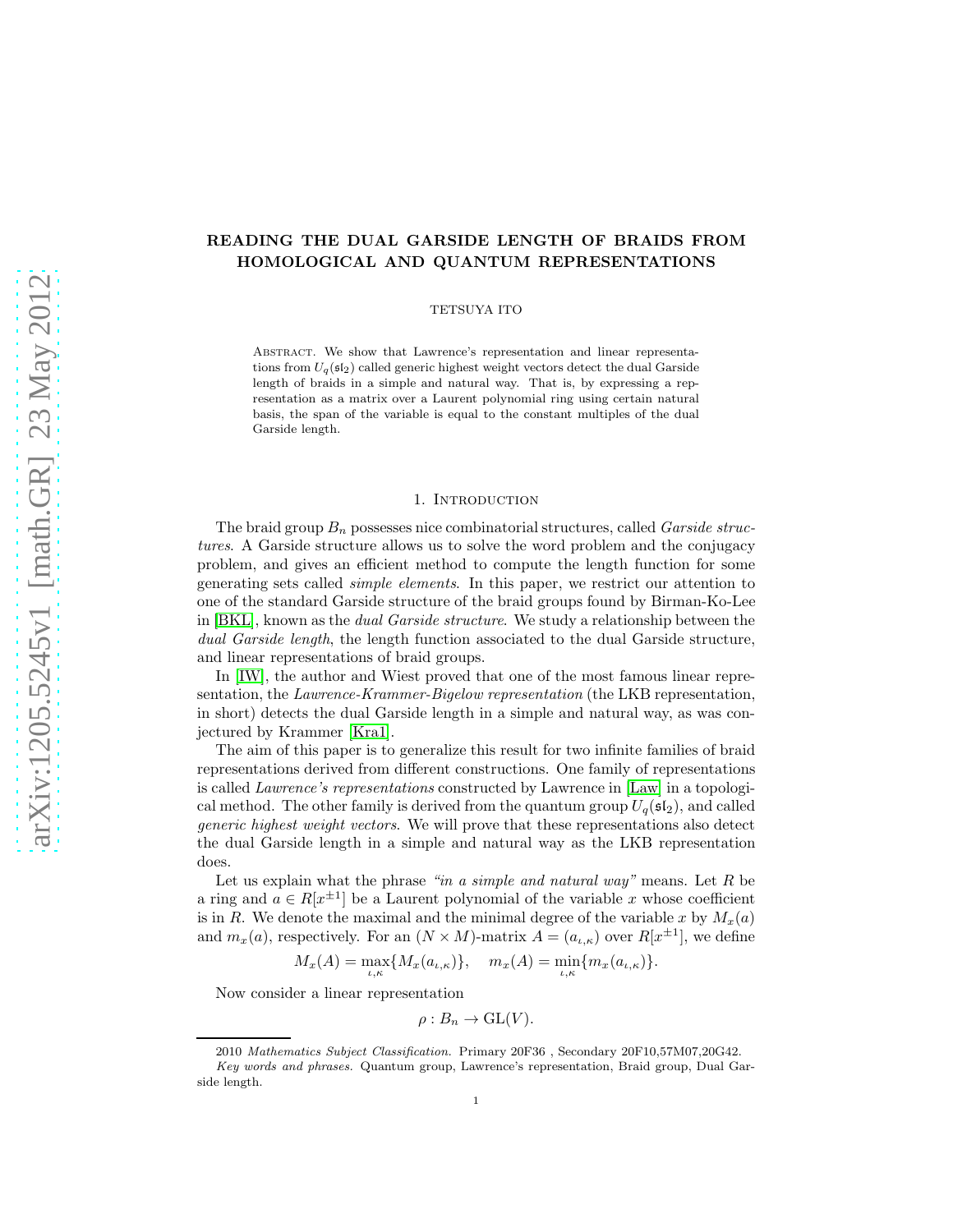# READING THE DUAL GARSIDE LENGTH OF BRAIDS FROM HOMOLOGICAL AND QUANTUM REPRESENTATIONS

TETSUYA ITO

Abstract. We show that Lawrence's representation and linear representations from $U_q(\mathfrak{sl}_2)$ called generic highest weight vectors detect the dual Garside length of braids in a simple and natural way. That is, by expressing a representation as a matrix over a Laurent polynomial ring using certain natural basis, the span of the variable is equal to the constant multiples of the dual Garside length.

## 1. Introduction

The braid group $B_n$ possesses nice combinatorial structures, called *Garside structures*. A Garside structure allows us to solve the word problem and the conjugacy problem, and gives an efficient method to compute the length function for some generating sets called *simple elements*. In this paper, we restrict our attention to one of the standard Garside structure of the braid groups found by Birman-Ko-Lee in [BKL], known as the *dual Garside structure*. We study a relationship between the *dual Garside length*, the length function associated to the dual Garside structure, and linear representations of braid groups.

In [IW], the author and Wiest proved that one of the most famous linear representation, the *Lawrence-Krammer-Bigelow representation* (the LKB representation, in short) detects the dual Garside length in a simple and natural way, as was conjectured by Krammer [Kra1].

The aim of this paper is to generalize this result for two infinite families of braid representations derived from different constructions. One family of representations is called *Lawrence's representations* constructed by Lawrence in [Law] in a topological method. The other family is derived from the quantum group $U_q(\mathfrak{sl}_2)$, and called *generic highest weight vectors*. We will prove that these representations also detect the dual Garside length in a simple and natural way as the LKB representation does.

Let us explain what the phrase *"in a simple and natural way"* means. Let $R$ be a ring and $a \in R[x^{\pm 1}]$ be a Laurent polynomial of the variable $x$ whose coefficient is in $R$. We denote the maximal and the minimal degree of the variable $x$ by $M_x(a)$ and $m_x(a)$, respectively. For an $(N \times M)$-matrix $A = (a_{\iota,\kappa})$ over $R[x^{\pm 1}]$, we define

$$M_x(A) = \max_{\iota,\kappa}\{M_x(a_{\iota,\kappa})\}, \quad m_x(A) = \min_{\iota,\kappa}\{m_x(a_{\iota,\kappa})\}.$$

Now consider a linear representation

$$\rho : B_n \to \mathrm{GL}(V).$$

2010 *Mathematics Subject Classification.* Primary 20F36 , Secondary 20F10,57M07,20G42.

*Key words and phrases.* Quantum group, Lawrence's representation, Braid group, Dual Garside length.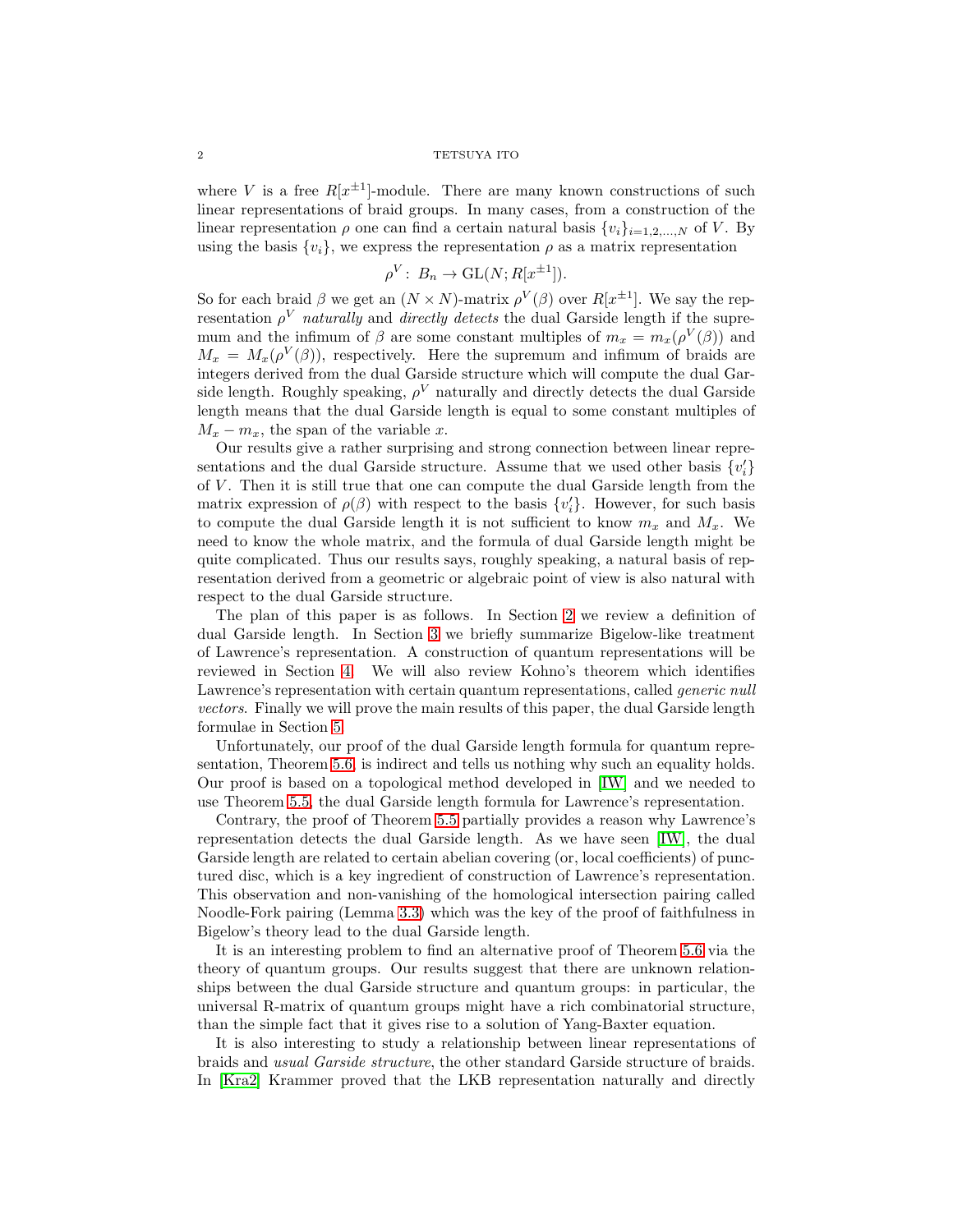where $V$ is a free $R[x^{\pm 1}]$-module. There are many known constructions of such linear representations of braid groups. In many cases, from a construction of the linear representation $\rho$ one can find a certain natural basis $\{v_i\}_{i=1,2,\dots,N}$ of $V$. By using the basis $\{v_i\}$, we express the representation $\rho$ as a matrix representation

$$\rho^V \colon B_n \to \mathrm{GL}(N; R[x^{\pm 1}]).$$

So for each braid $\beta$ we get an $(N \times N)$-matrix $\rho^V(\beta)$ over $R[x^{\pm 1}]$. We say the representation $\rho^V$ *naturally* and *directly detects* the dual Garside length if the supremum and the infimum of $\beta$ are some constant multiples of $m_x = m_x(\rho^V(\beta))$ and $M_x = M_x(\rho^V(\beta))$, respectively. Here the supremum and infimum of braids are integers derived from the dual Garside structure which will compute the dual Garside length. Roughly speaking, $\rho^V$ naturally and directly detects the dual Garside length means that the dual Garside length is equal to some constant multiples of $M_x - m_x$, the span of the variable $x$.

Our results give a rather surprising and strong connection between linear representations and the dual Garside structure. Assume that we used other basis $\{v'_i\}$ of $V$. Then it is still true that one can compute the dual Garside length from the matrix expression of $\rho(\beta)$ with respect to the basis $\{v'_i\}$. However, for such basis to compute the dual Garside length it is not sufficient to know $m_x$ and $M_x$. We need to know the whole matrix, and the formula of dual Garside length might be quite complicated. Thus our results says, roughly speaking, a natural basis of representation derived from a geometric or algebraic point of view is also natural with respect to the dual Garside structure.

The plan of this paper is as follows. In Section 2 we review a definition of dual Garside length. In Section 3 we briefly summarize Bigelow-like treatment of Lawrence's representation. A construction of quantum representations will be reviewed in Section 4. We will also review Kohno's theorem which identifies Lawrence's representation with certain quantum representations, called *generic null vectors*. Finally we will prove the main results of this paper, the dual Garside length formulae in Section 5.

Unfortunately, our proof of the dual Garside length formula for quantum representation, Theorem 5.6, is indirect and tells us nothing why such an equality holds. Our proof is based on a topological method developed in [IW] and we needed to use Theorem 5.5, the dual Garside length formula for Lawrence's representation.

Contrary, the proof of Theorem 5.5 partially provides a reason why Lawrence's representation detects the dual Garside length. As we have seen [IW], the dual Garside length are related to certain abelian covering (or, local coefficients) of punctured disc, which is a key ingredient of construction of Lawrence's representation. This observation and non-vanishing of the homological intersection pairing called Noodle-Fork pairing (Lemma 3.3) which was the key of the proof of faithfulness in Bigelow's theory lead to the dual Garside length.

It is an interesting problem to find an alternative proof of Theorem 5.6 via the theory of quantum groups. Our results suggest that there are unknown relationships between the dual Garside structure and quantum groups: in particular, the universal R-matrix of quantum groups might have a rich combinatorial structure, than the simple fact that it gives rise to a solution of Yang-Baxter equation.

It is also interesting to study a relationship between linear representations of braids and *usual Garside structure*, the other standard Garside structure of braids. In [Kra2] Krammer proved that the LKB representation naturally and directly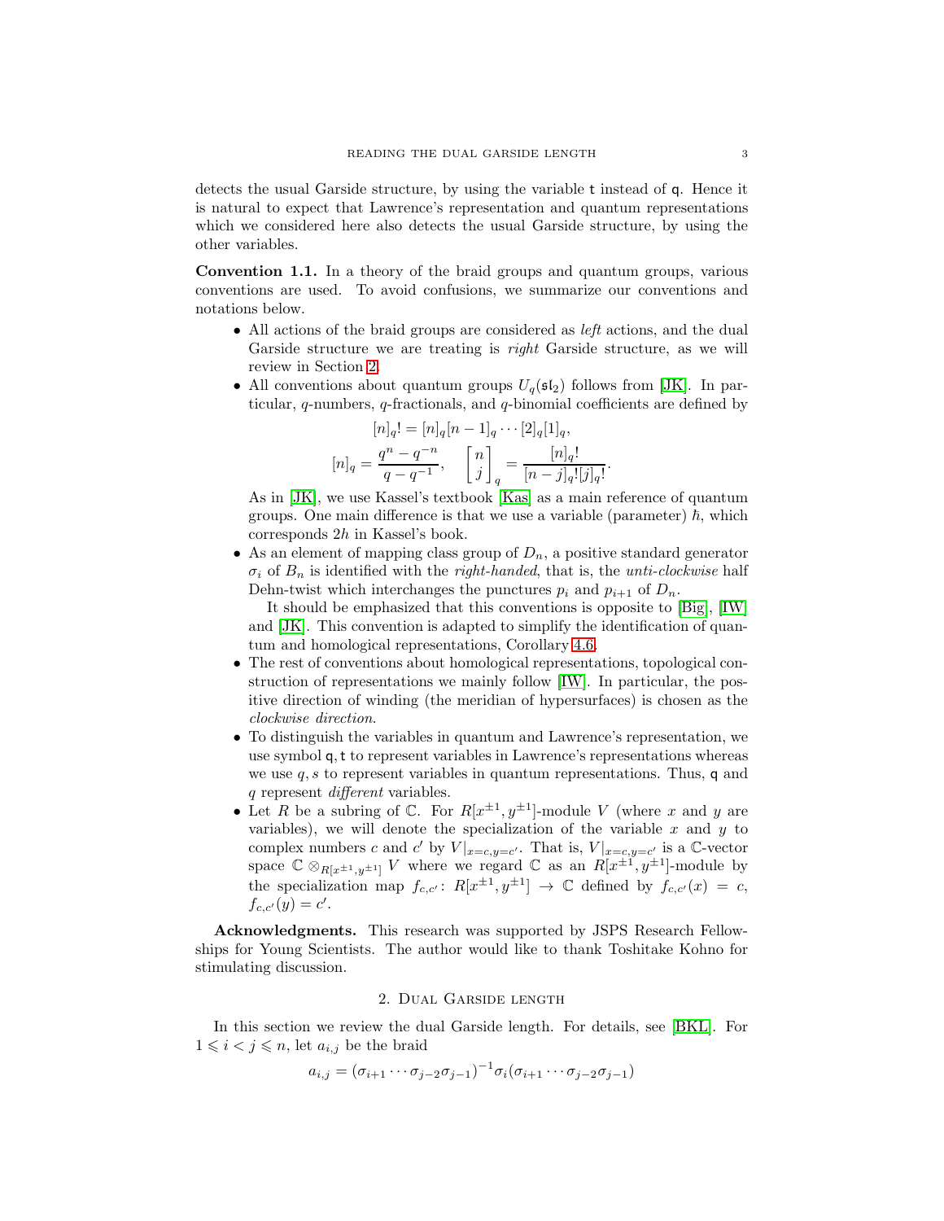detects the usual Garside structure, by using the variable $\mathsf{t}$ instead of $\mathsf{q}$. Hence it is natural to expect that Lawrence's representation and quantum representations which we considered here also detects the usual Garside structure, by using the other variables.

**Convention 1.1.** In a theory of the braid groups and quantum groups, various conventions are used. To avoid confusions, we summarize our conventions and notations below.

- All actions of the braid groups are considered as *left* actions, and the dual Garside structure we are treating is *right* Garside structure, as we will review in Section 2.
- All conventions about quantum groups $U_q(\mathfrak{sl}_2)$ follows from [JK]. In particular, $q$-numbers, $q$-fractionals, and $q$-binomial coefficients are defined by
$$[n]_q! = [n]_q[n-1]_q \cdots [2]_q[1]_q,$$
$$[n]_q = \frac{q^n - q^{-n}}{q - q^{-1}}, \quad \begin{bmatrix} n \\ j \end{bmatrix}_q = \frac{[n]_q!}{[n-j]_q![j]_q!}.$$
As in [JK], we use Kassel's textbook [Kas] as a main reference of quantum groups. One main difference is that we use a variable (parameter) $\hbar$, which corresponds $2h$ in Kassel's book.
- As an element of mapping class group of $D_n$, a positive standard generator $\sigma_i$ of $B_n$ is identified with the *right-handed*, that is, the *unti-clockwise* half Dehn-twist which interchanges the punctures $p_i$ and $p_{i+1}$ of $D_n$.

  It should be emphasized that this conventions is opposite to [Big], [IW] and [JK]. This convention is adapted to simplify the identification of quantum and homological representations, Corollary 4.6.
- The rest of conventions about homological representations, topological construction of representations we mainly follow [IW]. In particular, the positive direction of winding (the meridian of hypersurfaces) is chosen as the *clockwise direction*.
- To distinguish the variables in quantum and Lawrence's representation, we use symbol $\mathsf{q}, \mathsf{t}$ to represent variables in Lawrence's representations whereas we use $q, s$ to represent variables in quantum representations. Thus, $\mathsf{q}$ and $q$ represent *different* variables.
- Let $R$ be a subring of $\mathbb{C}$. For $R[x^{\pm 1}, y^{\pm 1}]$-module $V$ (where $x$ and $y$ are variables), we will denote the specialization of the variable $x$ and $y$ to complex numbers $c$ and $c'$ by $V|_{x=c,y=c'}$. That is, $V|_{x=c,y=c'}$ is a $\mathbb{C}$-vector space $\mathbb{C} \otimes_{R[x^{\pm 1}, y^{\pm 1}]} V$ where we regard $\mathbb{C}$ as an $R[x^{\pm 1}, y^{\pm 1}]$-module by the specialization map $f_{c,c'} \colon R[x^{\pm 1}, y^{\pm 1}] \to \mathbb{C}$ defined by $f_{c,c'}(x) = c$, $f_{c,c'}(y) = c'$.

**Acknowledgments.** This research was supported by JSPS Research Fellowships for Young Scientists. The author would like to thank Toshitake Kohno for stimulating discussion.

## 2. Dual Garside length

In this section we review the dual Garside length. For details, see [BKL]. For $1 \leqslant i < j \leqslant n$, let $a_{i,j}$ be the braid
$$a_{i,j} = (\sigma_{i+1} \cdots \sigma_{j-2}\sigma_{j-1})^{-1}\sigma_i(\sigma_{i+1} \cdots \sigma_{j-2}\sigma_{j-1})$$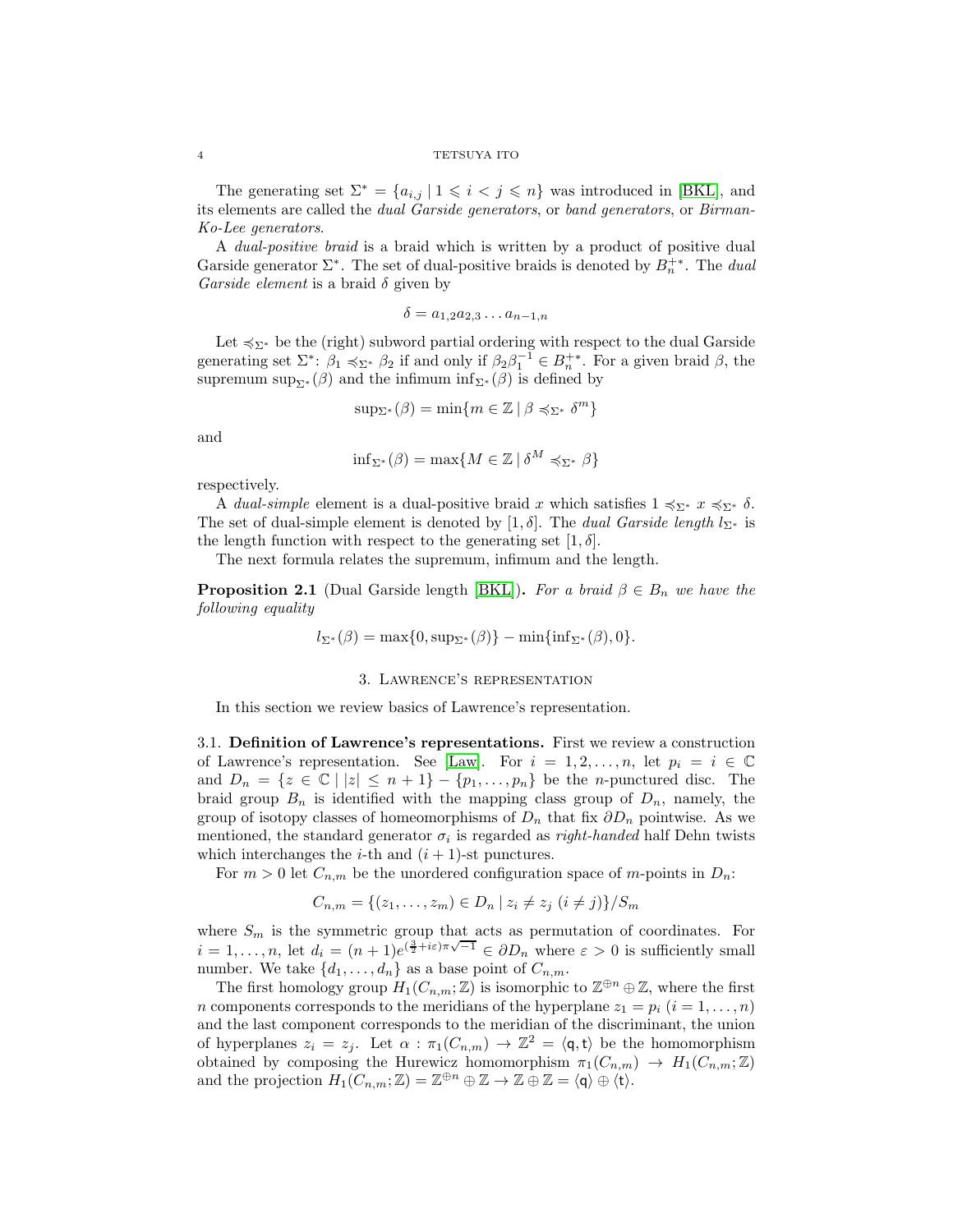The generating set $\Sigma^* = \{a_{i,j} \mid 1 \leqslant i < j \leqslant n\}$ was introduced in [BKL], and its elements are called the *dual Garside generators*, or *band generators*, or *Birman-Ko-Lee generators*.

A *dual-positive braid* is a braid which is written by a product of positive dual Garside generator $\Sigma^*$. The set of dual-positive braids is denoted by $B_n^{+*}$. The *dual Garside element* is a braid $\delta$ given by

$$\delta = a_{1,2}a_{2,3}\ldots a_{n-1,n}$$

Let $\preccurlyeq_{\Sigma^*}$ be the (right) subword partial ordering with respect to the dual Garside generating set $\Sigma^*$: $\beta_1 \preccurlyeq_{\Sigma^*} \beta_2$ if and only if $\beta_2\beta_1^{-1} \in B_n^{+*}$. For a given braid $\beta$, the supremum $\sup_{\Sigma^*}(\beta)$ and the infimum $\inf_{\Sigma^*}(\beta)$ is defined by

$$\sup_{\Sigma^*}(\beta) = \min\{m \in \mathbb{Z} \mid \beta \preccurlyeq_{\Sigma^*} \delta^m\}$$

and

$$\inf_{\Sigma^*}(\beta) = \max\{M \in \mathbb{Z} \mid \delta^M \preccurlyeq_{\Sigma^*} \beta\}$$

respectively.

A *dual-simple* element is a dual-positive braid $x$ which satisfies $1 \preccurlyeq_{\Sigma^*} x \preccurlyeq_{\Sigma^*} \delta$. The set of dual-simple element is denoted by $[1,\delta]$. The *dual Garside length* $l_{\Sigma^*}$ is the length function with respect to the generating set $[1,\delta]$.

The next formula relates the supremum, infimum and the length.

**Proposition 2.1** (Dual Garside length [BKL])**.** *For a braid $\beta \in B_n$ we have the following equality*

$$l_{\Sigma^*}(\beta) = \max\{0, \sup_{\Sigma^*}(\beta)\} - \min\{\inf_{\Sigma^*}(\beta), 0\}.$$

## 3. Lawrence's representation

In this section we review basics of Lawrence's representation.

**3.1. Definition of Lawrence's representations.** First we review a construction of Lawrence's representation. See [Law]. For $i = 1, 2, \ldots, n$, let $p_i = i \in \mathbb{C}$ and $D_n = \{z \in \mathbb{C} \mid |z| \leq n+1\} - \{p_1, \ldots, p_n\}$ be the $n$-punctured disc. The braid group $B_n$ is identified with the mapping class group of $D_n$, namely, the group of isotopy classes of homeomorphisms of $D_n$ that fix $\partial D_n$ pointwise. As we mentioned, the standard generator $\sigma_i$ is regarded as *right-handed* half Dehn twists which interchanges the $i$-th and $(i+1)$-st punctures.

For $m > 0$ let $C_{n,m}$ be the unordered configuration space of $m$-points in $D_n$:

$$C_{n,m} = \{(z_1, \ldots, z_m) \in D_n \mid z_i \neq z_j \ (i \neq j)\}/S_m$$

where $S_m$ is the symmetric group that acts as permutation of coordinates. For $i = 1, \ldots, n$, let $d_i = (n+1)e^{(\frac{3}{2}+i\varepsilon)\pi\sqrt{-1}} \in \partial D_n$ where $\varepsilon > 0$ is sufficiently small number. We take $\{d_1, \ldots, d_n\}$ as a base point of $C_{n,m}$.

The first homology group $H_1(C_{n,m};\mathbb{Z})$ is isomorphic to $\mathbb{Z}^{\oplus n} \oplus \mathbb{Z}$, where the first $n$ components corresponds to the meridians of the hyperplane $z_1 = p_i$ $(i = 1, \ldots, n)$ and the last component corresponds to the meridian of the discriminant, the union of hyperplanes $z_i = z_j$. Let $\alpha : \pi_1(C_{n,m}) \to \mathbb{Z}^2 = \langle \mathsf{q}, \mathsf{t} \rangle$ be the homomorphism obtained by composing the Hurewicz homomorphism $\pi_1(C_{n,m}) \to H_1(C_{n,m};\mathbb{Z})$ and the projection $H_1(C_{n,m};\mathbb{Z}) = \mathbb{Z}^{\oplus n} \oplus \mathbb{Z} \to \mathbb{Z} \oplus \mathbb{Z} = \langle \mathsf{q} \rangle \oplus \langle \mathsf{t} \rangle$.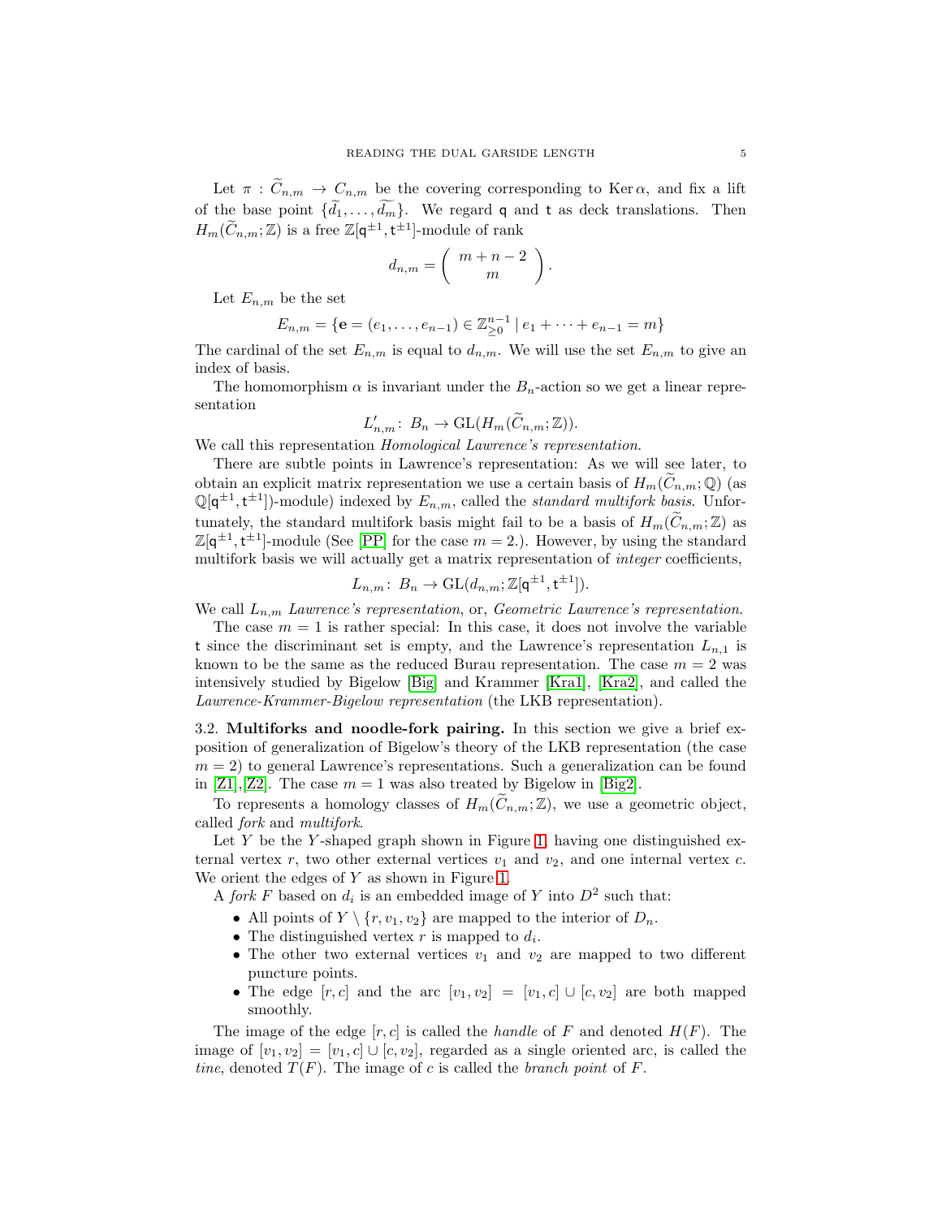Let $\pi : \widetilde{C}_{n,m} \to C_{n,m}$ be the covering corresponding to $\operatorname{Ker}\alpha$, and fix a lift of the base point $\{\widetilde{d_1}, \ldots, \widetilde{d_m}\}$. We regard $\mathsf{q}$ and $\mathsf{t}$ as deck translations. Then $H_m(\widetilde{C}_{n,m};\mathbb{Z})$ is a free $\mathbb{Z}[\mathsf{q}^{\pm 1}, \mathsf{t}^{\pm 1}]$-module of rank

$$d_{n,m} = \left( \begin{array}{c} m+n-2 \\ m \end{array} \right).$$

Let $E_{n,m}$ be the set

$$E_{n,m} = \{\mathbf{e} = (e_1, \ldots, e_{n-1}) \in \mathbb{Z}^{n-1}_{\geq 0} \mid e_1 + \cdots + e_{n-1} = m\}$$

The cardinal of the set $E_{n,m}$ is equal to $d_{n,m}$. We will use the set $E_{n,m}$ to give an index of basis.

The homomorphism $\alpha$ is invariant under the $B_n$-action so we get a linear representation

$$L'_{n,m} \colon B_n \to \mathrm{GL}(H_m(\widetilde{C}_{n,m};\mathbb{Z})).$$

We call this representation *Homological Lawrence's representation*.

There are subtle points in Lawrence's representation: As we will see later, to obtain an explicit matrix representation we use a certain basis of $H_m(\widetilde{C}_{n,m};\mathbb{Q})$ (as $\mathbb{Q}[\mathsf{q}^{\pm 1}, \mathsf{t}^{\pm 1}]$)-module) indexed by $E_{n,m}$, called the *standard multifork basis*. Unfortunately, the standard multifork basis might fail to be a basis of $H_m(\widetilde{C}_{n,m};\mathbb{Z})$ as $\mathbb{Z}[\mathsf{q}^{\pm 1}, \mathsf{t}^{\pm 1}]$-module (See [PP] for the case $m = 2$.). However, by using the standard multifork basis we will actually get a matrix representation of *integer* coefficients,

$$L_{n,m} \colon B_n \to \mathrm{GL}(d_{n,m};\mathbb{Z}[\mathsf{q}^{\pm 1}, \mathsf{t}^{\pm 1}]).$$

We call $L_{n,m}$ *Lawrence's representation*, or, *Geometric Lawrence's representation*.

The case $m = 1$ is rather special: In this case, it does not involve the variable $\mathsf{t}$ since the discriminant set is empty, and the Lawrence's representation $L_{n,1}$ is known to be the same as the reduced Burau representation. The case $m = 2$ was intensively studied by Bigelow [Big] and Krammer [Kra1], [Kra2], and called the *Lawrence-Krammer-Bigelow representation* (the LKB representation).

3.2. **Multiforks and noodle-fork pairing.** In this section we give a brief exposition of generalization of Bigelow's theory of the LKB representation (the case $m = 2$) to general Lawrence's representations. Such a generalization can be found in [Z1],[Z2]. The case $m = 1$ was also treated by Bigelow in [Big2].

To represents a homology classes of $H_m(\widetilde{C}_{n,m};\mathbb{Z})$, we use a geometric object, called *fork* and *multifork*.

Let $Y$ be the $Y$-shaped graph shown in Figure 1, having one distinguished external vertex $r$, two other external vertices $v_1$ and $v_2$, and one internal vertex $c$. We orient the edges of $Y$ as shown in Figure 1.

A *fork* $F$ based on $d_i$ is an embedded image of $Y$ into $D^2$ such that:

- All points of $Y \setminus \{r, v_1, v_2\}$ are mapped to the interior of $D_n$.
- The distinguished vertex $r$ is mapped to $d_i$.
- The other two external vertices $v_1$ and $v_2$ are mapped to two different puncture points.
- The edge $[r, c]$ and the arc $[v_1, v_2] = [v_1, c] \cup [c, v_2]$ are both mapped smoothly.

The image of the edge $[r, c]$ is called the *handle* of $F$ and denoted $H(F)$. The image of $[v_1, v_2] = [v_1, c] \cup [c, v_2]$, regarded as a single oriented arc, is called the *tine*, denoted $T(F)$. The image of $c$ is called the *branch point* of $F$.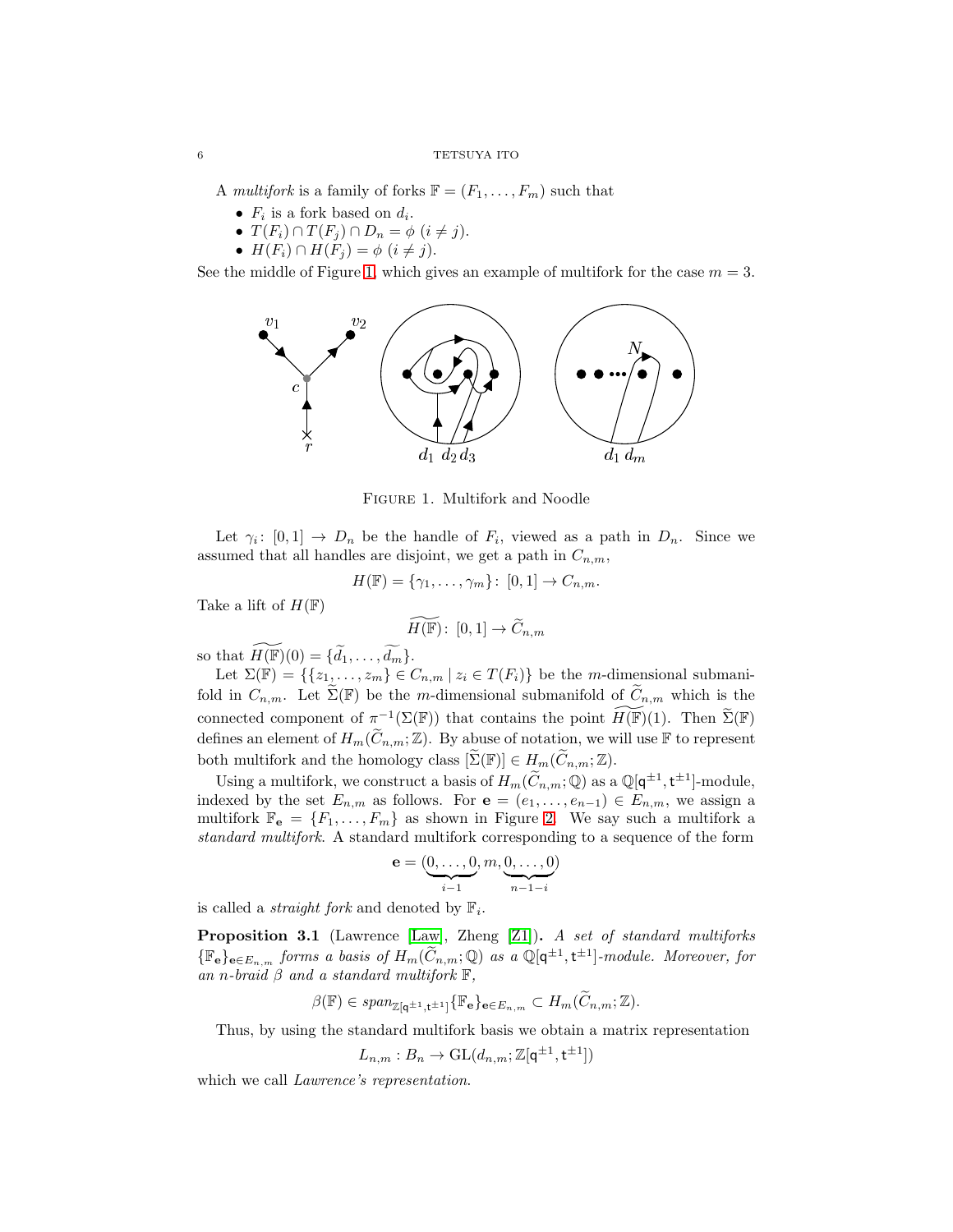A *multifork* is a family of forks $\mathbb{F} = (F_1, \ldots, F_m)$ such that

- $F_i$ is a fork based on $d_i$.
- $T(F_i) \cap T(F_j) \cap D_n = \phi$ $(i \neq j)$.
- $H(F_i) \cap H(F_j) = \phi$ $(i \neq j)$.

See the middle of Figure 1, which gives an example of multifork for the case $m = 3$.

Figure 1. Multifork and Noodle

Let $\gamma_i \colon [0,1] \to D_n$ be the handle of $F_i$, viewed as a path in $D_n$. Since we assumed that all handles are disjoint, we get a path in $C_{n,m}$,

$$H(\mathbb{F}) = \{\gamma_1, \ldots, \gamma_m\} \colon [0,1] \to C_{n,m}.$$

Take a lift of $H(\mathbb{F})$

$$\widetilde{H(\mathbb{F})} \colon [0,1] \to \widetilde{C}_{n,m}$$

so that $\widetilde{H(\mathbb{F})}(0) = \{\widetilde{d_1}, \ldots, \widetilde{d_m}\}$.

Let $\Sigma(\mathbb{F}) = \{\{z_1, \ldots, z_m\} \in C_{n,m} \mid z_i \in T(F_i)\}$ be the $m$-dimensional submanifold in $C_{n,m}$. Let $\widetilde{\Sigma}(\mathbb{F})$ be the $m$-dimensional submanifold of $\widetilde{C}_{n,m}$ which is the connected component of $\pi^{-1}(\Sigma(\mathbb{F}))$ that contains the point $\widetilde{H(\mathbb{F})}(1)$. Then $\widetilde{\Sigma}(\mathbb{F})$ defines an element of $H_m(\widetilde{C}_{n,m};\mathbb{Z})$. By abuse of notation, we will use $\mathbb{F}$ to represent both multifork and the homology class $[\widetilde{\Sigma}(\mathbb{F})] \in H_m(\widetilde{C}_{n,m};\mathbb{Z})$.

Using a multifork, we construct a basis of $H_m(\widetilde{C}_{n,m};\mathbb{Q})$ as a $\mathbb{Q}[\mathsf{q}^{\pm 1}, \mathsf{t}^{\pm 1}]$-module, indexed by the set $E_{n,m}$ as follows. For $\mathbf{e} = (e_1, \ldots, e_{n-1}) \in E_{n,m}$, we assign a multifork $\mathbb{F}_{\mathbf{e}} = \{F_1, \ldots, F_m\}$ as shown in Figure 2. We say such a multifork a *standard multifork*. A standard multifork corresponding to a sequence of the form

$$\mathbf{e} = (\underbrace{0, \ldots, 0}_{i-1}, m, \underbrace{0, \ldots, 0}_{n-1-i})$$

is called a *straight fork* and denoted by $\mathbb{F}_i$.

**Proposition 3.1** (Lawrence [Law], Zheng [Z1])**.** *A set of standard multiforks $\{\mathbb{F}_{\mathbf{e}}\}_{\mathbf{e} \in E_{n,m}}$ forms a basis of $H_m(\widetilde{C}_{n,m};\mathbb{Q})$ as a $\mathbb{Q}[\mathsf{q}^{\pm 1}, \mathsf{t}^{\pm 1}]$-module. Moreover, for an $n$-braid $\beta$ and a standard multifork $\mathbb{F}$,*

$$\beta(\mathbb{F}) \in \mathit{span}_{\mathbb{Z}[\mathsf{q}^{\pm 1}, \mathsf{t}^{\pm 1}]}\{\mathbb{F}_{\mathbf{e}}\}_{\mathbf{e} \in E_{n,m}} \subset H_m(\widetilde{C}_{n,m};\mathbb{Z}).$$

Thus, by using the standard multifork basis we obtain a matrix representation

$$L_{n,m} : B_n \to \mathrm{GL}(d_{n,m}; \mathbb{Z}[\mathsf{q}^{\pm 1}, \mathsf{t}^{\pm 1}])$$

which we call *Lawrence's representation.*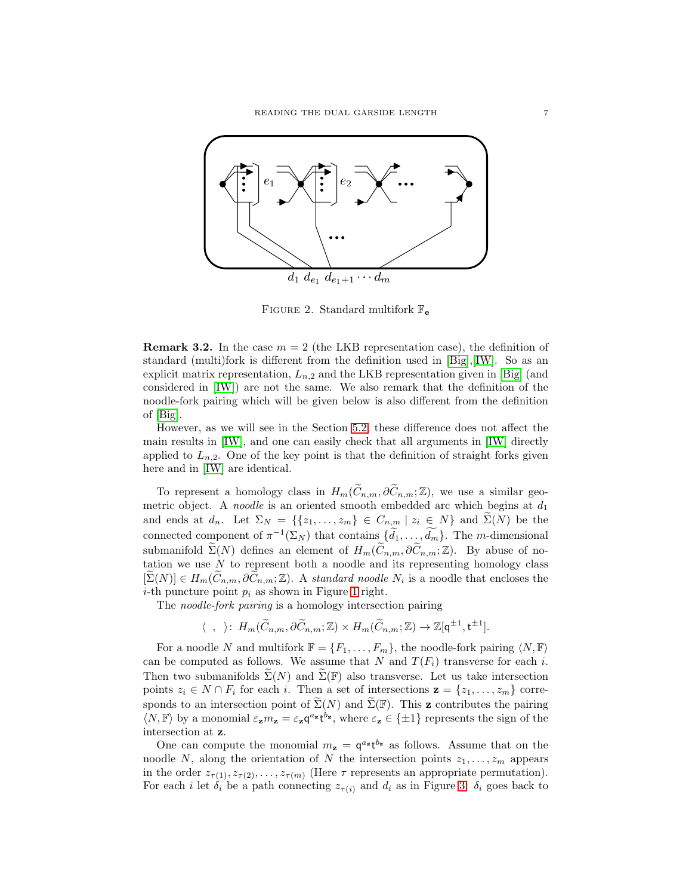FIGURE 2. Standard multifork $\mathbb{F}_{\mathbf{e}}$

**Remark 3.2.** In the case $m = 2$ (the LKB representation case), the definition of standard (multi)fork is different from the definition used in [Big],[IW]. So as an explicit matrix representation, $L_{n,2}$ and the LKB representation given in [Big] (and considered in [IW]) are not the same. We also remark that the definition of the noodle-fork pairing which will be given below is also different from the definition of [Big].

However, as we will see in the Section 5.2, these difference does not affect the main results in [IW], and one can easily check that all arguments in [IW] directly applied to $L_{n,2}$. One of the key point is that the definition of straight forks given here and in [IW] are identical.

To represent a homology class in $H_m(\widetilde{C}_{n,m}, \partial \widetilde{C}_{n,m}; \mathbb{Z})$, we use a similar geometric object. A *noodle* is an oriented smooth embedded arc which begins at $d_1$ and ends at $d_n$. Let $\Sigma_N = \{\{z_1, \ldots, z_m\} \in C_{n,m} \mid z_i \in N\}$ and $\widetilde{\Sigma}(N)$ be the connected component of $\pi^{-1}(\Sigma_N)$ that contains $\{\widetilde{d_1}, \ldots, \widetilde{d_m}\}$. The $m$-dimensional submanifold $\widetilde{\Sigma}(N)$ defines an element of $H_m(\widetilde{C}_{n,m}, \partial \widetilde{C}_{n,m}; \mathbb{Z})$. By abuse of notation we use $N$ to represent both a noodle and its representing homology class $[\widetilde{\Sigma}(N)] \in H_m(\widetilde{C}_{n,m}, \partial \widetilde{C}_{n,m}; \mathbb{Z})$. A *standard noodle* $N_i$ is a noodle that encloses the $i$-th puncture point $p_i$ as shown in Figure 1 right.

The *noodle-fork pairing* is a homology intersection pairing

$$\langle \ , \ \rangle \colon H_m(\widetilde{C}_{n,m}, \partial \widetilde{C}_{n,m}; \mathbb{Z}) \times H_m(\widetilde{C}_{n,m}; \mathbb{Z}) \to \mathbb{Z}[\mathsf{q}^{\pm 1}, \mathsf{t}^{\pm 1}].$$

For a noodle $N$ and multifork $\mathbb{F} = \{F_1, \ldots, F_m\}$, the noodle-fork pairing $\langle N, \mathbb{F} \rangle$ can be computed as follows. We assume that $N$ and $T(F_i)$ transverse for each $i$. Then two submanifolds $\widetilde{\Sigma}(N)$ and $\widetilde{\Sigma}(\mathbb{F})$ also transverse. Let us take intersection points $z_i \in N \cap F_i$ for each $i$. Then a set of intersections $\mathbf{z} = \{z_1, \ldots, z_m\}$ corresponds to an intersection point of $\widetilde{\Sigma}(N)$ and $\widetilde{\Sigma}(\mathbb{F})$. This $\mathbf{z}$ contributes the pairing $\langle N, \mathbb{F} \rangle$ by a monomial $\varepsilon_{\mathbf{z}} m_{\mathbf{z}} = \varepsilon_{\mathbf{z}} \mathsf{q}^{a_{\mathbf{z}}} \mathsf{t}^{b_{\mathbf{z}}}$, where $\varepsilon_{\mathbf{z}} \in \{\pm 1\}$ represents the sign of the intersection at $\mathbf{z}$.

One can compute the monomial $m_{\mathbf{z}} = \mathsf{q}^{a_{\mathbf{z}}} \mathsf{t}^{b_{\mathbf{z}}}$ as follows. Assume that on the noodle $N$, along the orientation of $N$ the intersection points $z_1, \ldots, z_m$ appears in the order $z_{\tau(1)}, z_{\tau(2)}, \ldots, z_{\tau(m)}$ (Here $\tau$ represents an appropriate permutation). For each $i$ let $\delta_i$ be a path connecting $z_{\tau(i)}$ and $d_i$ as in Figure 3. $\delta_i$ goes back to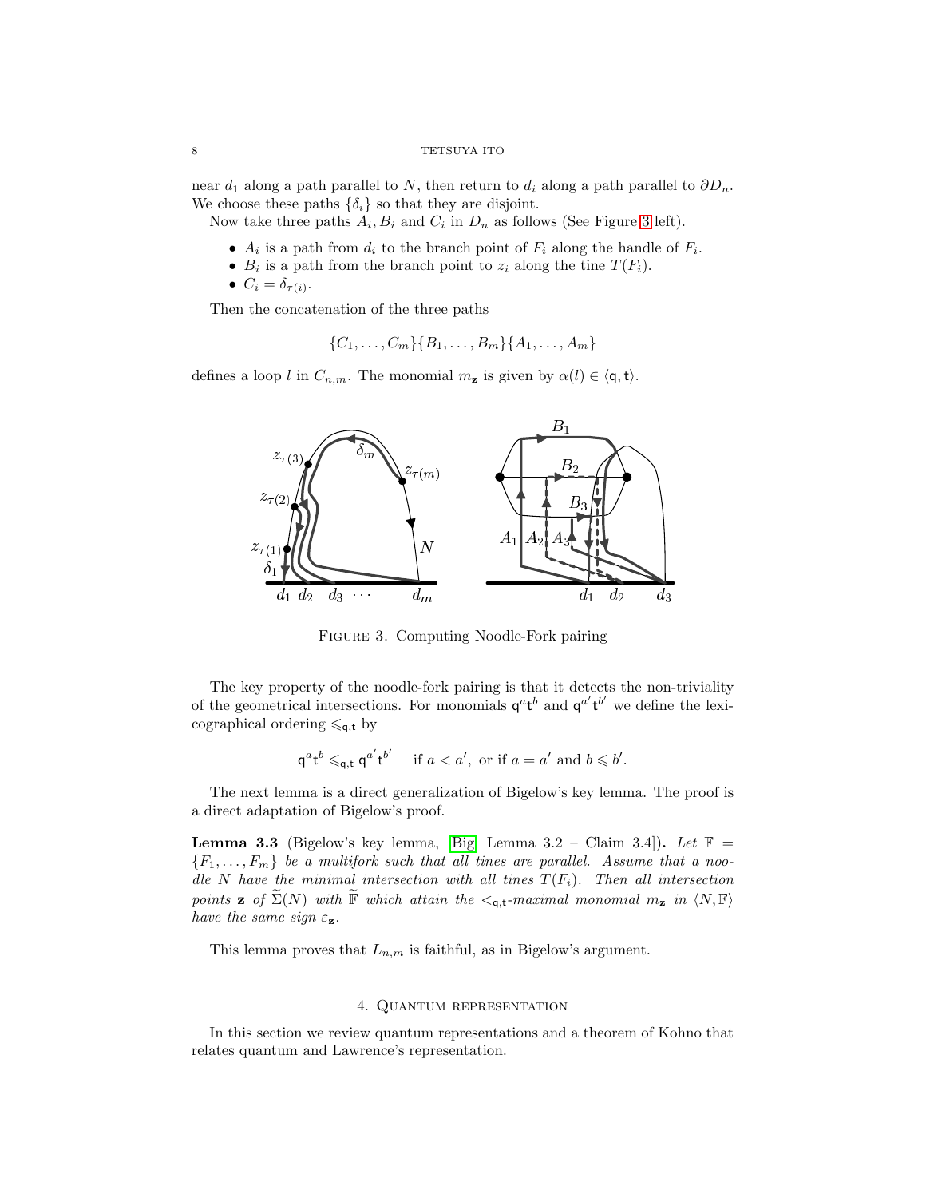near $d_1$ along a path parallel to $N$, then return to $d_i$ along a path parallel to $\partial D_n$. We choose these paths $\{\delta_i\}$ so that they are disjoint.

Now take three paths $A_i, B_i$ and $C_i$ in $D_n$ as follows (See Figure 3 left).

- $A_i$ is a path from $d_i$ to the branch point of $F_i$ along the handle of $F_i$.
- $B_i$ is a path from the branch point to $z_i$ along the tine $T(F_i)$.
- $C_i = \delta_{\tau(i)}$.

Then the concatenation of the three paths

$$\{C_1, \ldots, C_m\}\{B_1, \ldots, B_m\}\{A_1, \ldots, A_m\}$$

defines a loop $l$ in $C_{n,m}$. The monomial $m_{\mathbf{z}}$ is given by $\alpha(l) \in \langle \mathsf{q}, \mathsf{t} \rangle$.

Figure 3. Computing Noodle-Fork pairing

The key property of the noodle-fork pairing is that it detects the non-triviality of the geometrical intersections. For monomials $\mathsf{q}^a\mathsf{t}^b$ and $\mathsf{q}^{a'}\mathsf{t}^{b'}$ we define the lexicographical ordering $\leqslant_{\mathsf{q},\mathsf{t}}$ by

$$\mathsf{q}^a\mathsf{t}^b \leqslant_{\mathsf{q},\mathsf{t}} \mathsf{q}^{a'}\mathsf{t}^{b'} \quad \text{ if } a < a', \text{ or if } a = a' \text{ and } b \leqslant b'.$$

The next lemma is a direct generalization of Bigelow's key lemma. The proof is a direct adaptation of Bigelow's proof.

**Lemma 3.3** (Bigelow's key lemma, [Big, Lemma 3.2 – Claim 3.4]). *Let $\mathbb{F} = \{F_1, \ldots, F_m\}$ be a multifork such that all tines are parallel. Assume that a noodle $N$ have the minimal intersection with all tines $T(F_i)$. Then all intersection points $\mathbf{z}$ of $\widetilde{\Sigma}(N)$ with $\widetilde{\mathbb{F}}$ which attain the $<_{\mathsf{q},\mathsf{t}}$-maximal monomial $m_{\mathbf{z}}$ in $\langle N, \mathbb{F}\rangle$ have the same sign $\varepsilon_{\mathbf{z}}$.*

This lemma proves that $L_{n,m}$ is faithful, as in Bigelow's argument.

## 4. Quantum representation

In this section we review quantum representations and a theorem of Kohno that relates quantum and Lawrence's representation.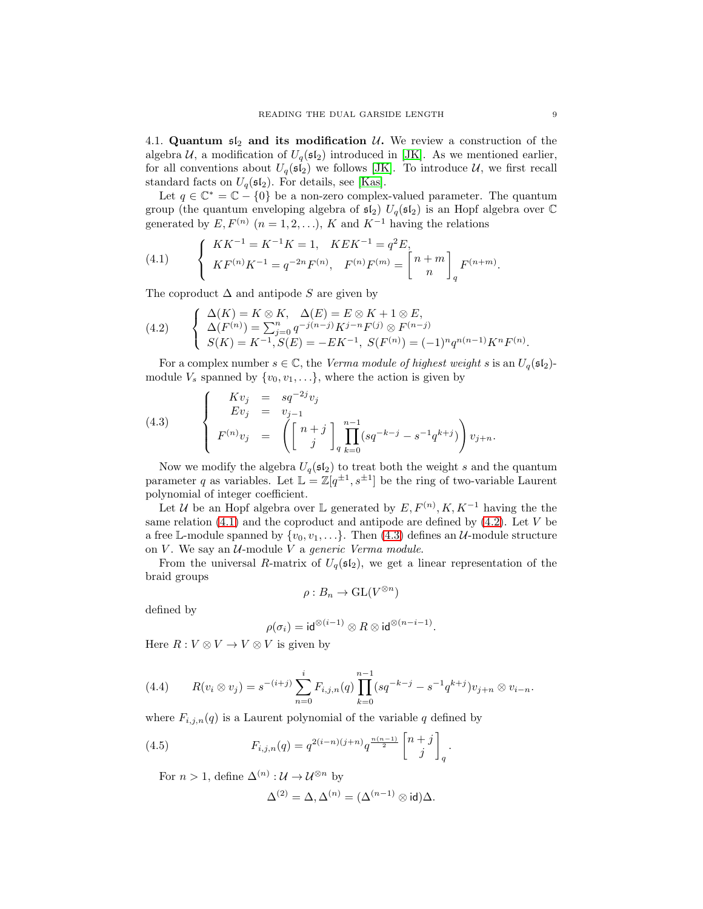**4.1. Quantum $\mathfrak{sl}_2$ and its modification $\mathcal{U}$.** We review a construction of the algebra $\mathcal{U}$, a modification of $U_q(\mathfrak{sl}_2)$ introduced in [JK]. As we mentioned earlier, for all conventions about $U_q(\mathfrak{sl}_2)$ we follows [JK]. To introduce $\mathcal{U}$, we first recall standard facts on $U_q(\mathfrak{sl}_2)$. For details, see [Kas].

Let $q \in \mathbb{C}^* = \mathbb{C} - \{0\}$ be a non-zero complex-valued parameter. The quantum group (the quantum enveloping algebra of $\mathfrak{sl}_2$) $U_q(\mathfrak{sl}_2)$ is an Hopf algebra over $\mathbb{C}$ generated by $E, F^{(n)}$ $(n = 1, 2, \ldots)$, $K$ and $K^{-1}$ having the relations

$$
\text{(4.1)} \qquad \begin{cases} KK^{-1} = K^{-1}K = 1, \quad KEK^{-1} = q^2 E, \\ KF^{(n)}K^{-1} = q^{-2n}F^{(n)}, \quad F^{(n)}F^{(m)} = \begin{bmatrix} n+m \\ n \end{bmatrix}_q F^{(n+m)}. \end{cases}
$$

The coproduct $\Delta$ and antipode $S$ are given by

$$
\text{(4.2)} \qquad \begin{cases} \Delta(K) = K \otimes K, \quad \Delta(E) = E \otimes K + 1 \otimes E, \\ \Delta(F^{(n)}) = \sum_{j=0}^{n} q^{-j(n-j)} K^{j-n} F^{(j)} \otimes F^{(n-j)} \\ S(K) = K^{-1}, S(E) = -EK^{-1}, \ S(F^{(n)}) = (-1)^n q^{n(n-1)} K^n F^{(n)}. \end{cases}
$$

For a complex number $s \in \mathbb{C}$, the *Verma module of highest weight* $s$ is an $U_q(\mathfrak{sl}_2)$-module $V_s$ spanned by $\{v_0, v_1, \ldots\}$, where the action is given by

$$
\text{(4.3)} \qquad \begin{cases} Kv_j &= sq^{-2j}v_j \\ Ev_j &= v_{j-1} \\ F^{(n)}v_j &= \left( \begin{bmatrix} n+j \\ j \end{bmatrix}_q \displaystyle\prod_{k=0}^{n-1} (sq^{-k-j} - s^{-1}q^{k+j}) \right) v_{j+n}. \end{cases}
$$

Now we modify the algebra $U_q(\mathfrak{sl}_2)$ to treat both the weight $s$ and the quantum parameter $q$ as variables. Let $\mathbb{L} = \mathbb{Z}[q^{\pm 1}, s^{\pm 1}]$ be the ring of two-variable Laurent polynomial of integer coefficient.

Let $\mathcal{U}$ be an Hopf algebra over $\mathbb{L}$ generated by $E, F^{(n)}, K, K^{-1}$ having the the same relation (4.1) and the coproduct and antipode are defined by (4.2). Let $V$ be a free $\mathbb{L}$-module spanned by $\{v_0, v_1, \ldots\}$. Then (4.3) defines an $\mathcal{U}$-module structure on $V$. We say an $\mathcal{U}$-module $V$ a *generic Verma module*.

From the universal $R$-matrix of $U_q(\mathfrak{sl}_2)$, we get a linear representation of the braid groups

$$
\rho : B_n \to \mathrm{GL}(V^{\otimes n})
$$

defined by

$$
\rho(\sigma_i) = \mathsf{id}^{\otimes(i-1)} \otimes R \otimes \mathsf{id}^{\otimes(n-i-1)}.
$$

Here $R : V \otimes V \to V \otimes V$ is given by

$$
\text{(4.4)} \qquad R(v_i \otimes v_j) = s^{-(i+j)} \sum_{n=0}^{i} F_{i,j,n}(q) \prod_{k=0}^{n-1} (sq^{-k-j} - s^{-1}q^{k+j}) v_{j+n} \otimes v_{i-n}.
$$

where $F_{i,j,n}(q)$ is a Laurent polynomial of the variable $q$ defined by

$$
\text{(4.5)} \qquad F_{i,j,n}(q) = q^{2(i-n)(j+n)} q^{\frac{n(n-1)}{2}} \begin{bmatrix} n+j \\ j \end{bmatrix}_q.
$$

For $n > 1$, define $\Delta^{(n)} : \mathcal{U} \to \mathcal{U}^{\otimes n}$ by

$$
\Delta^{(2)} = \Delta, \Delta^{(n)} = (\Delta^{(n-1)} \otimes \mathsf{id})\Delta.
$$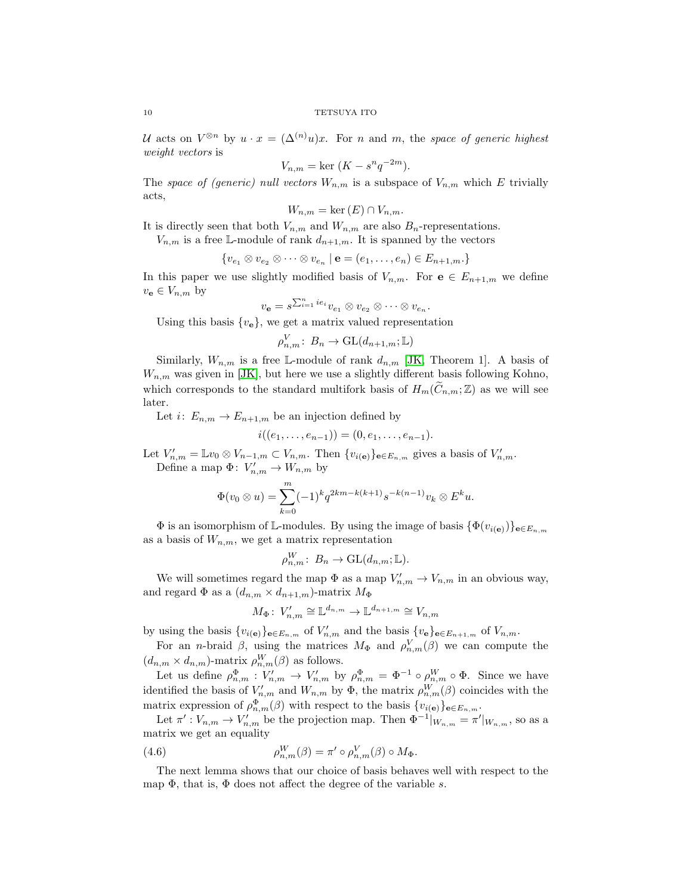$\mathcal{U}$ acts on $V^{\otimes n}$ by $u \cdot x = (\Delta^{(n)}u)x$. For $n$ and $m$, the *space of generic highest weight vectors* is

$$V_{n,m} = \ker\,(K - s^n q^{-2m}).$$

The *space of (generic) null vectors* $W_{n,m}$ is a subspace of $V_{n,m}$ which $E$ trivially acts,

$$W_{n,m} = \ker\,(E) \cap V_{n,m}.$$

It is directly seen that both $V_{n,m}$ and $W_{n,m}$ are also $B_n$-representations.

$V_{n,m}$ is a free $\mathbb{L}$-module of rank $d_{n+1,m}$. It is spanned by the vectors

$$\{v_{e_1} \otimes v_{e_2} \otimes \cdots \otimes v_{e_n} \mid \mathbf{e} = (e_1, \ldots, e_n) \in E_{n+1,m}.\}$$

In this paper we use slightly modified basis of $V_{n,m}$. For $\mathbf{e} \in E_{n+1,m}$ we define $v_{\mathbf{e}} \in V_{n,m}$ by

$$v_{\mathbf{e}} = s^{\sum_{i=1}^{n} ie_i} v_{e_1} \otimes v_{e_2} \otimes \cdots \otimes v_{e_n}.$$

Using this basis $\{v_{\mathbf{e}}\}$, we get a matrix valued representation

$$\rho^V_{n,m} \colon B_n \to \mathrm{GL}(d_{n+1,m}; \mathbb{L})$$

Similarly, $W_{n,m}$ is a free $\mathbb{L}$-module of rank $d_{n,m}$ [JK, Theorem 1]. A basis of $W_{n,m}$ was given in [JK], but here we use a slightly different basis following Kohno, which corresponds to the standard multifork basis of $H_m(\widetilde{C}_{n,m}; \mathbb{Z})$ as we will see later.

Let $i \colon E_{n,m} \to E_{n+1,m}$ be an injection defined by

$$i((e_1, \ldots, e_{n-1})) = (0, e_1, \ldots, e_{n-1}).$$

Let $V'_{n,m} = \mathbb{L}v_0 \otimes V_{n-1,m} \subset V_{n,m}$. Then $\{v_{i(\mathbf{e})}\}_{\mathbf{e} \in E_{n,m}}$ gives a basis of $V'_{n,m}$.

Define a map $\Phi \colon V'_{n,m} \to W_{n,m}$ by

$$\Phi(v_0 \otimes u) = \sum_{k=0}^{m} (-1)^k q^{2km - k(k+1)} s^{-k(n-1)} v_k \otimes E^k u.$$

$\Phi$ is an isomorphism of $\mathbb{L}$-modules. By using the image of basis $\{\Phi(v_{i(\mathbf{e})})\}_{\mathbf{e} \in E_{n,m}}$ as a basis of $W_{n,m}$, we get a matrix representation

$$\rho^W_{n,m} \colon B_n \to \mathrm{GL}(d_{n,m}; \mathbb{L}).$$

We will sometimes regard the map $\Phi$ as a map $V'_{n,m} \to V_{n,m}$ in an obvious way, and regard $\Phi$ as a $(d_{n,m} \times d_{n+1,m})$-matrix $M_\Phi$

$$M_\Phi \colon V'_{n,m} \cong \mathbb{L}^{d_{n,m}} \to \mathbb{L}^{d_{n+1,m}} \cong V_{n,m}$$

by using the basis $\{v_{i(\mathbf{e})}\}_{\mathbf{e} \in E_{n,m}}$ of $V'_{n,m}$ and the basis $\{v_{\mathbf{e}}\}_{\mathbf{e} \in E_{n+1,m}}$ of $V_{n,m}$.

For an $n$-braid $\beta$, using the matrices $M_\Phi$ and $\rho^V_{n,m}(\beta)$ we can compute the $(d_{n,m} \times d_{n,m})$-matrix $\rho^W_{n,m}(\beta)$ as follows.

Let us define $\rho^\Phi_{n,m} : V'_{n,m} \to V'_{n,m}$ by $\rho^\Phi_{n,m} = \Phi^{-1} \circ \rho^W_{n,m} \circ \Phi$. Since we have identified the basis of $V'_{n,m}$ and $W_{n,m}$ by $\Phi$, the matrix $\rho^W_{n,m}(\beta)$ coincides with the matrix expression of $\rho^\Phi_{n,m}(\beta)$ with respect to the basis $\{v_{i(\mathbf{e})}\}_{\mathbf{e} \in E_{n,m}}$.

Let $\pi' : V_{n,m} \to V'_{n,m}$ be the projection map. Then $\Phi^{-1}|_{W_{n,m}} = \pi'|_{W_{n,m}}$, so as a matrix we get an equality

$$\rho^W_{n,m}(\beta) = \pi' \circ \rho^V_{n,m}(\beta) \circ M_\Phi. \tag{4.6}$$

The next lemma shows that our choice of basis behaves well with respect to the map $\Phi$, that is, $\Phi$ does not affect the degree of the variable $s$.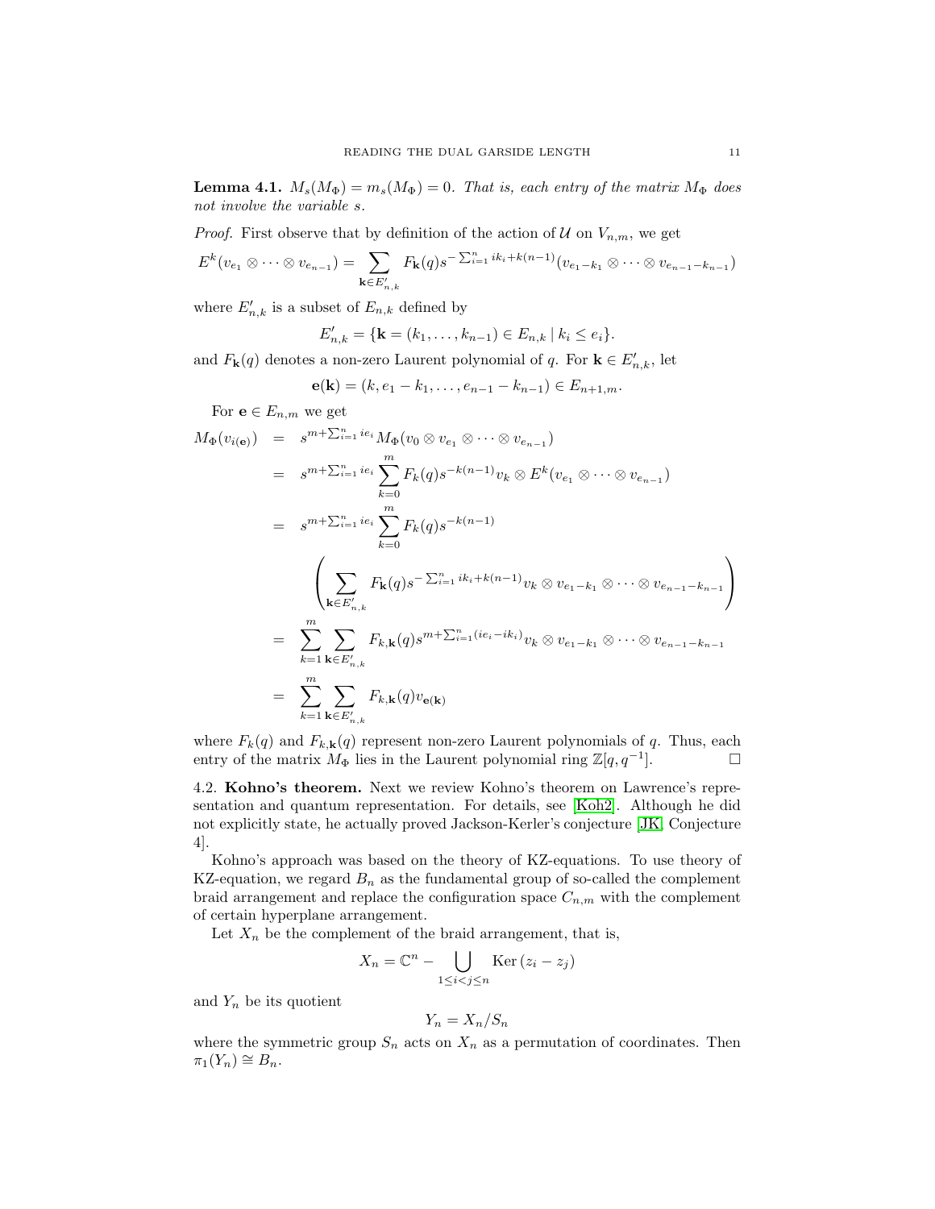**Lemma 4.1.** $M_s(M_\Phi) = m_s(M_\Phi) = 0$. *That is, each entry of the matrix $M_\Phi$ does not involve the variable $s$.*

*Proof.* First observe that by definition of the action of $\mathcal{U}$ on $V_{n,m}$, we get

$$E^k(v_{e_1} \otimes \cdots \otimes v_{e_{n-1}}) = \sum_{\mathbf{k} \in E'_{n,k}} F_{\mathbf{k}}(q) s^{-\sum_{i=1}^n ik_i + k(n-1)} (v_{e_1 - k_1} \otimes \cdots \otimes v_{e_{n-1} - k_{n-1}})$$

where $E'_{n,k}$ is a subset of $E_{n,k}$ defined by

$$E'_{n,k} = \{\mathbf{k} = (k_1, \ldots, k_{n-1}) \in E_{n,k} \mid k_i \leq e_i\}.$$

and $F_{\mathbf{k}}(q)$ denotes a non-zero Laurent polynomial of $q$. For $\mathbf{k} \in E'_{n,k}$, let

$$\mathbf{e}(\mathbf{k}) = (k, e_1 - k_1, \ldots, e_{n-1} - k_{n-1}) \in E_{n+1,m}.$$

For $\mathbf{e} \in E_{n,m}$ we get

$$\begin{aligned}
M_\Phi(v_{i(\mathbf{e})}) &= s^{m + \sum_{i=1}^n ie_i} M_\Phi(v_0 \otimes v_{e_1} \otimes \cdots \otimes v_{e_{n-1}}) \\
&= s^{m + \sum_{i=1}^n ie_i} \sum_{k=0}^m F_k(q) s^{-k(n-1)} v_k \otimes E^k(v_{e_1} \otimes \cdots \otimes v_{e_{n-1}}) \\
&= s^{m + \sum_{i=1}^n ie_i} \sum_{k=0}^m F_k(q) s^{-k(n-1)} \\
&\qquad \left( \sum_{\mathbf{k} \in E'_{n,k}} F_{\mathbf{k}}(q) s^{-\sum_{i=1}^n ik_i + k(n-1)} v_k \otimes v_{e_1 - k_1} \otimes \cdots \otimes v_{e_{n-1} - k_{n-1}} \right) \\
&= \sum_{k=1}^m \sum_{\mathbf{k} \in E'_{n,k}} F_{k,\mathbf{k}}(q) s^{m + \sum_{i=1}^n (ie_i - ik_i)} v_k \otimes v_{e_1 - k_1} \otimes \cdots \otimes v_{e_{n-1} - k_{n-1}} \\
&= \sum_{k=1}^m \sum_{\mathbf{k} \in E'_{n,k}} F_{k,\mathbf{k}}(q) v_{\mathbf{e}(\mathbf{k})}
\end{aligned}$$

where $F_k(q)$ and $F_{k,\mathbf{k}}(q)$ represent non-zero Laurent polynomials of $q$. Thus, each entry of the matrix $M_\Phi$ lies in the Laurent polynomial ring $\mathbb{Z}[q, q^{-1}]$. $\square$

4.2. **Kohno's theorem.** Next we review Kohno's theorem on Lawrence's representation and quantum representation. For details, see [Koh2]. Although he did not explicitly state, he actually proved Jackson-Kerler's conjecture [JK, Conjecture 4].

Kohno's approach was based on the theory of KZ-equations. To use theory of KZ-equation, we regard $B_n$ as the fundamental group of so-called the complement braid arrangement and replace the configuration space $C_{n,m}$ with the complement of certain hyperplane arrangement.

Let $X_n$ be the complement of the braid arrangement, that is,

$$X_n = \mathbb{C}^n - \bigcup_{1 \leq i < j \leq n} \operatorname{Ker}(z_i - z_j)$$

and $Y_n$ be its quotient

$$Y_n = X_n / S_n$$

where the symmetric group $S_n$ acts on $X_n$ as a permutation of coordinates. Then $\pi_1(Y_n) \cong B_n$.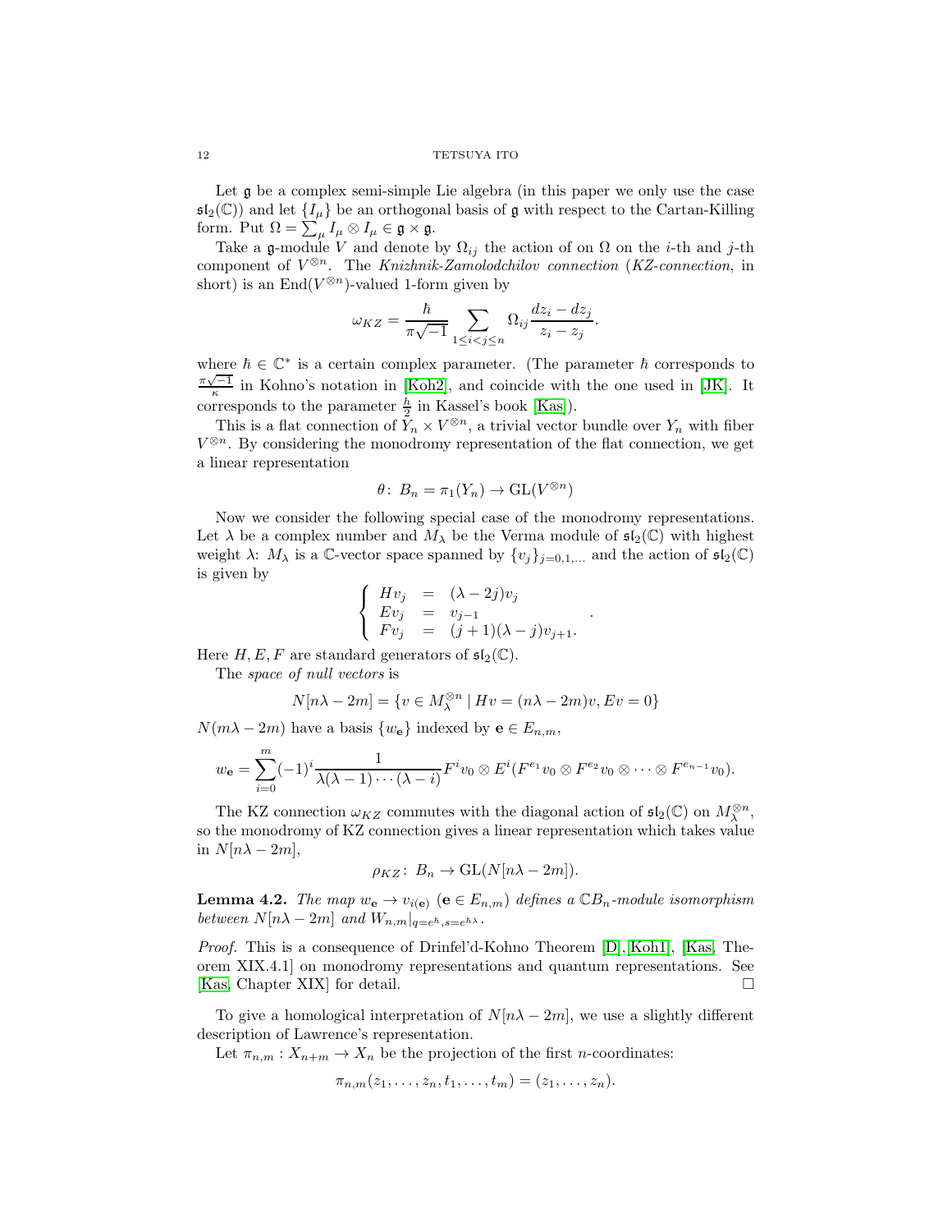Let $\mathfrak{g}$ be a complex semi-simple Lie algebra (in this paper we only use the case $\mathfrak{sl}_2(\mathbb{C})$) and let $\{I_\mu\}$ be an orthogonal basis of $\mathfrak{g}$ with respect to the Cartan-Killing form. Put $\Omega = \sum_\mu I_\mu \otimes I_\mu \in \mathfrak{g} \times \mathfrak{g}$.

Take a $\mathfrak{g}$-module $V$ and denote by $\Omega_{ij}$ the action of on $\Omega$ on the $i$-th and $j$-th component of $V^{\otimes n}$. The *Knizhnik-Zamolodchilov connection* (*KZ-connection*, in short) is an $\mathrm{End}(V^{\otimes n})$-valued 1-form given by

$$\omega_{KZ} = \frac{\hbar}{\pi\sqrt{-1}} \sum_{1 \leq i < j \leq n} \Omega_{ij} \frac{dz_i - dz_j}{z_i - z_j}.$$

where $\hbar \in \mathbb{C}^*$ is a certain complex parameter. (The parameter $\hbar$ corresponds to $\frac{\pi\sqrt{-1}}{\kappa}$ in Kohno's notation in [Koh2], and coincide with the one used in [JK]. It corresponds to the parameter $\frac{\hbar}{2}$ in Kassel's book [Kas]).

This is a flat connection of $Y_n \times V^{\otimes n}$, a trivial vector bundle over $Y_n$ with fiber $V^{\otimes n}$. By considering the monodromy representation of the flat connection, we get a linear representation

$$\theta\colon\, B_n = \pi_1(Y_n) \to \mathrm{GL}(V^{\otimes n})$$

Now we consider the following special case of the monodromy representations. Let $\lambda$ be a complex number and $M_\lambda$ be the Verma module of $\mathfrak{sl}_2(\mathbb{C})$ with highest weight $\lambda$: $M_\lambda$ is a $\mathbb{C}$-vector space spanned by $\{v_j\}_{j=0,1,\ldots}$ and the action of $\mathfrak{sl}_2(\mathbb{C})$ is given by

$$\left\{ \begin{array}{lcl} Hv_j & = & (\lambda - 2j)v_j \\ Ev_j & = & v_{j-1} \\ Fv_j & = & (j+1)(\lambda - j)v_{j+1}. \end{array} \right. .$$

Here $H, E, F$ are standard generators of $\mathfrak{sl}_2(\mathbb{C})$.

The *space of null vectors* is

$$N[n\lambda - 2m] = \{v \in M_\lambda^{\otimes n} \mid Hv = (n\lambda - 2m)v, Ev = 0\}$$

$N(m\lambda - 2m)$ have a basis $\{w_{\mathbf{e}}\}$ indexed by $\mathbf{e} \in E_{n,m}$,

$$w_{\mathbf{e}} = \sum_{i=0}^{m} (-1)^i \frac{1}{\lambda(\lambda-1)\cdots(\lambda-i)} F^i v_0 \otimes E^i(F^{e_1}v_0 \otimes F^{e_2}v_0 \otimes \cdots \otimes F^{e_{n-1}}v_0).$$

The KZ connection $\omega_{KZ}$ commutes with the diagonal action of $\mathfrak{sl}_2(\mathbb{C})$ on $M_\lambda^{\otimes n}$, so the monodromy of KZ connection gives a linear representation which takes value in $N[n\lambda - 2m]$,

$$\rho_{KZ}\colon\, B_n \to \mathrm{GL}(N[n\lambda - 2m]).$$

**Lemma 4.2.** *The map $w_{\mathbf{e}} \to v_{i(\mathbf{e})}$ ($\mathbf{e} \in E_{n,m}$) defines a $\mathbb{C}B_n$-module isomorphism between $N[n\lambda - 2m]$ and $W_{n,m}|_{q=e^\hbar, s=e^{\hbar\lambda}}$.*

*Proof.* This is a consequence of Drinfel'd-Kohno Theorem [D],[Koh1], [Kas, Theorem XIX.4.1] on monodromy representations and quantum representations. See [Kas, Chapter XIX] for detail. $\square$

To give a homological interpretation of $N[n\lambda - 2m]$, we use a slightly different description of Lawrence's representation.

Let $\pi_{n,m} : X_{n+m} \to X_n$ be the projection of the first $n$-coordinates:

$$\pi_{n,m}(z_1, \ldots, z_n, t_1, \ldots, t_m) = (z_1, \ldots, z_n).$$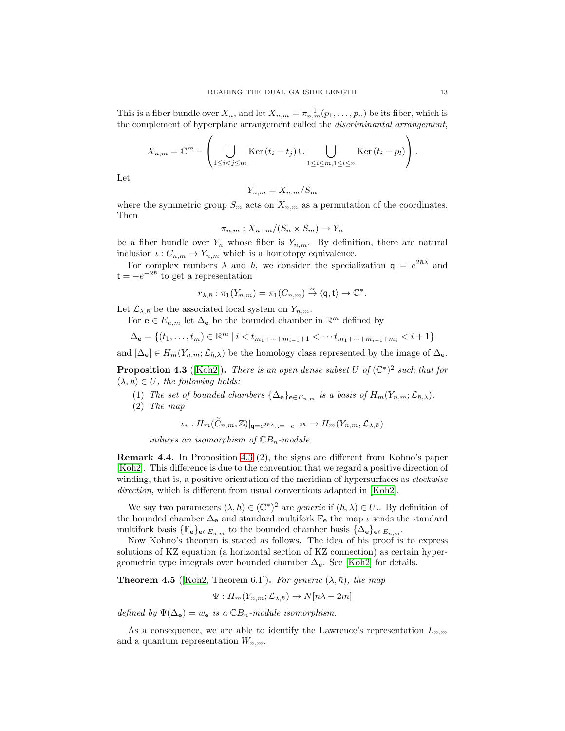This is a fiber bundle over $X_n$, and let $X_{n,m} = \pi_{n,m}^{-1}(p_1, \ldots, p_n)$ be its fiber, which is the complement of hyperplane arrangement called the *discriminantal arrangement*,

$$X_{n,m} = \mathbb{C}^m - \left( \bigcup_{1 \leq i < j \leq m} \mathrm{Ker}\,(t_i - t_j) \cup \bigcup_{1 \leq i \leq m, 1 \leq l \leq n} \mathrm{Ker}\,(t_i - p_l) \right).$$

Let

$$Y_{n,m} = X_{n,m}/S_m$$

where the symmetric group $S_m$ acts on $X_{n,m}$ as a permutation of the coordinates. Then

$$\pi_{n,m} : X_{n+m}/(S_n \times S_m) \to Y_n$$

be a fiber bundle over $Y_n$ whose fiber is $Y_{n,m}$. By definition, there are natural inclusion $\iota : C_{n,m} \to Y_{n,m}$ which is a homotopy equivalence.

For complex numbers $\lambda$ and $\hbar$, we consider the specialization $\mathsf{q} = e^{2\hbar\lambda}$ and $\mathsf{t} = -e^{-2\hbar}$ to get a representation

$$r_{\lambda,\hbar} : \pi_1(Y_{n,m}) = \pi_1(C_{n,m}) \xrightarrow{\alpha} \langle \mathsf{q}, \mathsf{t} \rangle \to \mathbb{C}^*.$$

Let $\mathcal{L}_{\lambda,\hbar}$ be the associated local system on $Y_{n,m}$.

For $\mathbf{e} \in E_{n,m}$ let $\Delta_{\mathbf{e}}$ be the bounded chamber in $\mathbb{R}^m$ defined by

$$\Delta_{\mathbf{e}} = \{(t_1, \ldots, t_m) \in \mathbb{R}^m \mid i < t_{m_1 + \cdots + m_{i-1}+1} < \cdots t_{m_1 + \cdots + m_{i-1} + m_i} < i+1\}$$

and $[\Delta_{\mathbf{e}}] \in H_m(Y_{n,m}; \mathcal{L}_{\hbar,\lambda})$ be the homology class represented by the image of $\Delta_{\mathbf{e}}$.

**Proposition 4.3** ([Koh2])**.** *There is an open dense subset $U$ of $(\mathbb{C}^*)^2$ such that for $(\lambda, \hbar) \in U$, the following holds:*

1. *The set of bounded chambers $\{\Delta_{\mathbf{e}}\}_{\mathbf{e} \in E_{n,m}}$ is a basis of $H_m(Y_{n,m}; \mathcal{L}_{\hbar,\lambda})$.*
2. *The map*

$$\iota_* : H_m(\widetilde{C}_{n,m}, \mathbb{Z})|_{\mathsf{q}=e^{2\hbar\lambda}, \mathsf{t}=-e^{-2\hbar}} \to H_m(Y_{n,m}, \mathcal{L}_{\lambda,\hbar})$$

   *induces an isomorphism of $\mathbb{C}B_n$-module.*

**Remark 4.4.** In Proposition 4.3 (2), the signs are different from Kohno's paper [Koh2]. This difference is due to the convention that we regard a positive direction of winding, that is, a positive orientation of the meridian of hypersurfaces as *clockwise direction*, which is different from usual conventions adapted in [Koh2].

We say two parameters $(\lambda, \hbar) \in (\mathbb{C}^*)^2$ are *generic* if $(\hbar, \lambda) \in U$.. By definition of the bounded chamber $\Delta_{\mathbf{e}}$ and standard multifork $\mathbb{F}_{\mathbf{e}}$ the map $\iota$ sends the standard multifork basis $\{\mathbb{F}_{\mathbf{e}}\}_{\mathbf{e} \in E_{n,m}}$ to the bounded chamber basis $\{\Delta_{\mathbf{e}}\}_{\mathbf{e} \in E_{n,m}}$.

Now Kohno's theorem is stated as follows. The idea of his proof is to express solutions of KZ equation (a horizontal section of KZ connection) as certain hypergeometric type integrals over bounded chamber $\Delta_{\mathbf{e}}$. See [Koh2] for details.

**Theorem 4.5** ([Koh2, Theorem 6.1])**.** *For generic $(\lambda, \hbar)$, the map*

$$\Psi : H_m(Y_{n,m}; \mathcal{L}_{\lambda,\hbar}) \to N[n\lambda - 2m]$$

*defined by $\Psi(\Delta_{\mathbf{e}}) = w_{\mathbf{e}}$ is a $\mathbb{C}B_n$-module isomorphism.*

As a consequence, we are able to identify the Lawrence's representation $L_{n,m}$ and a quantum representation $W_{n,m}$.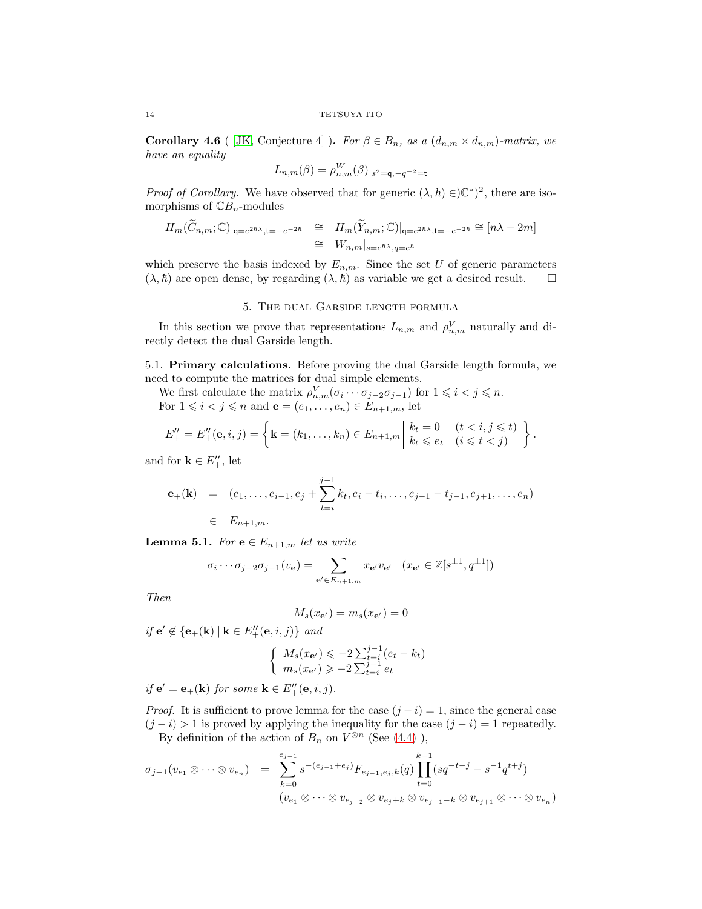**Corollary 4.6** ( [JK, Conjecture 4] )**.** *For $\beta \in B_n$, as a $(d_{n,m} \times d_{n,m})$-matrix, we have an equality*

$$L_{n,m}(\beta) = \rho^W_{n,m}(\beta)|_{s^2=\mathsf{q},-q^{-2}=\mathsf{t}}$$

*Proof of Corollary.* We have observed that for generic $(\lambda, \hbar) \in)\mathbb{C}^*)^2$, there are isomorphisms of $\mathbb{C}B_n$-modules

$$\begin{aligned} H_m(\widetilde{C}_{n,m};\mathbb{C})|_{\mathsf{q}=e^{2\hbar\lambda},\mathsf{t}=-e^{-2\hbar}} &\cong H_m(\widetilde{Y}_{n,m};\mathbb{C})|_{\mathsf{q}=e^{2\hbar\lambda},\mathsf{t}=-e^{-2\hbar}} \cong [n\lambda - 2m] \\ &\cong W_{n,m}|_{s=e^{\hbar\lambda},q=e^{\hbar}} \end{aligned}$$

which preserve the basis indexed by $E_{n,m}$. Since the set $U$ of generic parameters $(\lambda, \hbar)$ are open dense, by regarding $(\lambda, \hbar)$ as variable we get a desired result. $\square$

## 5. The dual Garside length formula

In this section we prove that representations $L_{n,m}$ and $\rho^V_{n,m}$ naturally and directly detect the dual Garside length.

### 5.1. Primary calculations.

Before proving the dual Garside length formula, we need to compute the matrices for dual simple elements.

We first calculate the matrix $\rho^V_{n,m}(\sigma_i \cdots \sigma_{j-2}\sigma_{j-1})$ for $1 \leqslant i < j \leqslant n$.

For $1 \leqslant i < j \leqslant n$ and $\mathbf{e} = (e_1, \ldots, e_n) \in E_{n+1,m}$, let

$$E''_+ = E''_+(\mathbf{e}, i, j) = \left\{ \mathbf{k} = (k_1, \ldots, k_n) \in E_{n+1,m} \,\middle|\, \begin{array}{ll} k_t = 0 & (t < i, j \leqslant t) \\ k_t \leqslant e_t & (i \leqslant t < j) \end{array} \right\}.$$

and for $\mathbf{k} \in E''_+$, let

$$\begin{aligned} \mathbf{e}_+(\mathbf{k}) &= (e_1, \ldots, e_{i-1}, e_j + \sum_{t=i}^{j-1} k_t, e_i - t_i, \ldots, e_{j-1} - t_{j-1}, e_{j+1}, \ldots, e_n) \\ &\in E_{n+1,m}. \end{aligned}$$

**Lemma 5.1.** *For $\mathbf{e} \in E_{n+1,m}$ let us write*

$$\sigma_i \cdots \sigma_{j-2}\sigma_{j-1}(v_{\mathbf{e}}) = \sum_{\mathbf{e}' \in E_{n+1,m}} x_{\mathbf{e}'} v_{\mathbf{e}'} \quad (x_{\mathbf{e}'} \in \mathbb{Z}[s^{\pm 1}, q^{\pm 1}])$$

*Then*

$$M_s(x_{\mathbf{e}'}) = m_s(x_{\mathbf{e}'}) = 0$$

*if $\mathbf{e}' \notin \{\mathbf{e}_+(\mathbf{k}) \mid \mathbf{k} \in E''_+(\mathbf{e}, i, j)\}$ and*

$$\begin{cases} M_s(x_{\mathbf{e}'}) \leqslant -2\sum_{t=i}^{j-1}(e_t - k_t) \\ m_s(x_{\mathbf{e}'}) \geqslant -2\sum_{t=i}^{j-1} e_t \end{cases}$$

*if $\mathbf{e}' = \mathbf{e}_+(\mathbf{k})$ for some $\mathbf{k} \in E''_+(\mathbf{e}, i, j)$.*

*Proof.* It is sufficient to prove lemma for the case $(j - i) = 1$, since the general case $(j - i) > 1$ is proved by applying the inequality for the case $(j - i) = 1$ repeatedly.

By definition of the action of $B_n$ on $V^{\otimes n}$ (See (4.4) ),

$$\begin{aligned} \sigma_{j-1}(v_{e_1} \otimes \cdots \otimes v_{e_n}) &= \sum_{k=0}^{e_{j-1}} s^{-(e_{j-1}+e_j)} F_{e_{j-1},e_j,k}(q) \prod_{t=0}^{k-1} (sq^{-t-j} - s^{-1}q^{t+j}) \\ &\quad (v_{e_1} \otimes \cdots \otimes v_{e_{j-2}} \otimes v_{e_j+k} \otimes v_{e_{j-1}-k} \otimes v_{e_{j+1}} \otimes \cdots \otimes v_{e_n}) \end{aligned}$$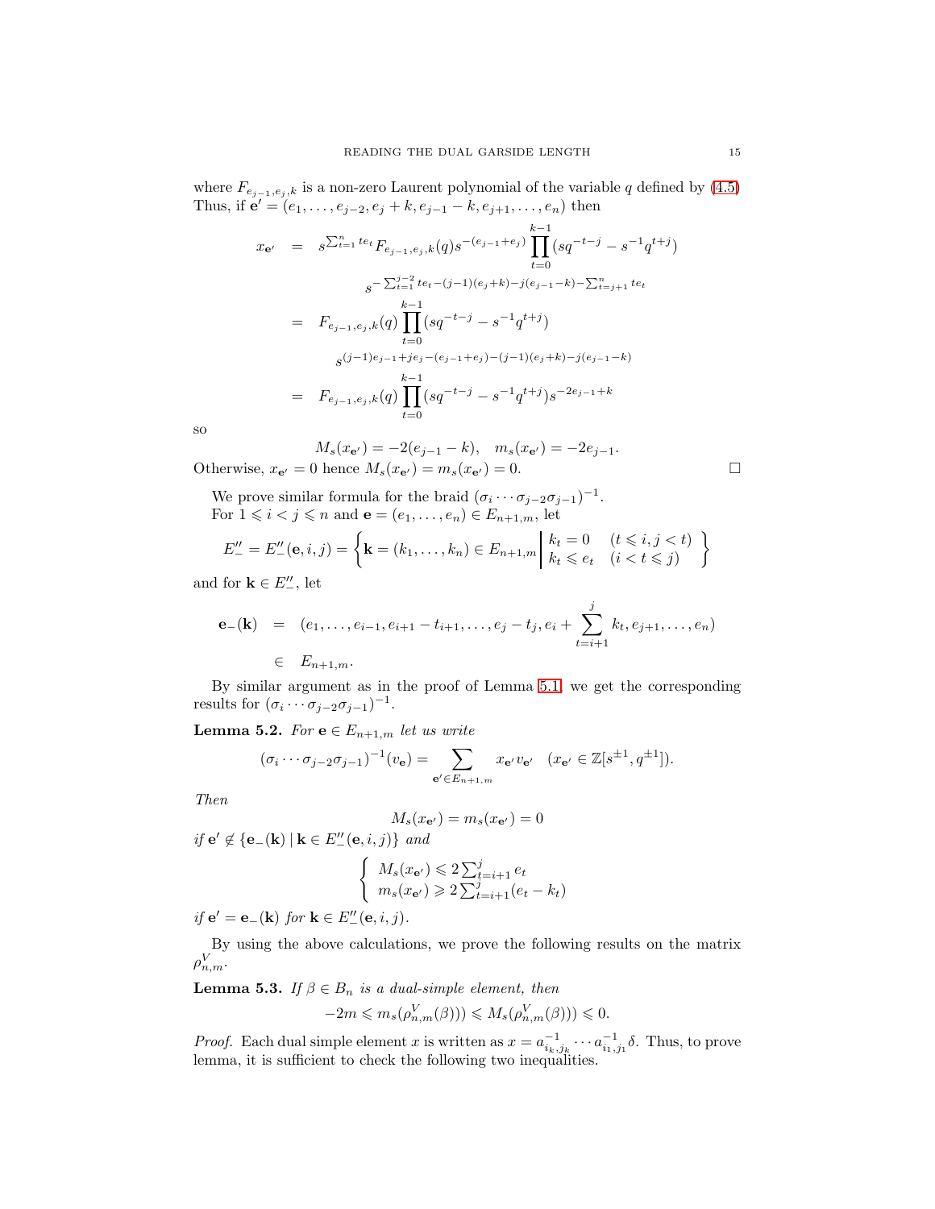where $F_{e_{j-1},e_j,k}$ is a non-zero Laurent polynomial of the variable $q$ defined by (4.5) Thus, if $\mathbf{e}' = (e_1, \ldots, e_{j-2}, e_j + k, e_{j-1} - k, e_{j+1}, \ldots, e_n)$ then

$$
\begin{aligned}
x_{\mathbf{e}'} &= s^{\sum_{t=1}^{n} te_t} F_{e_{j-1},e_j,k}(q) s^{-(e_{j-1}+e_j)} \prod_{t=0}^{k-1} (sq^{-t-j} - s^{-1}q^{t+j}) \\
&\qquad s^{-\sum_{t=1}^{j-2} te_t - (j-1)(e_j+k) - j(e_{j-1}-k) - \sum_{t=j+1}^{n} te_t} \\
&= F_{e_{j-1},e_j,k}(q) \prod_{t=0}^{k-1} (sq^{-t-j} - s^{-1}q^{t+j}) \\
&\qquad s^{(j-1)e_{j-1} + je_j - (e_{j-1}+e_j) - (j-1)(e_j+k) - j(e_{j-1}-k)} \\
&= F_{e_{j-1},e_j,k}(q) \prod_{t=0}^{k-1} (sq^{-t-j} - s^{-1}q^{t+j}) s^{-2e_{j-1}+k}
\end{aligned}
$$

so

$$
M_s(x_{\mathbf{e}'}) = -2(e_{j-1} - k), \quad m_s(x_{\mathbf{e}'}) = -2e_{j-1}.
$$

Otherwise, $x_{\mathbf{e}'} = 0$ hence $M_s(x_{\mathbf{e}'}) = m_s(x_{\mathbf{e}'}) = 0$. $\square$

We prove similar formula for the braid $(\sigma_i \cdots \sigma_{j-2}\sigma_{j-1})^{-1}$.

For $1 \leqslant i < j \leqslant n$ and $\mathbf{e} = (e_1, \ldots, e_n) \in E_{n+1,m}$, let

$$
E''_- = E''_-(\mathbf{e}, i, j) = \left\{ \mathbf{k} = (k_1, \ldots, k_n) \in E_{n+1,m} \;\middle|\; \begin{array}{ll} k_t = 0 & (t \leqslant i, j < t) \\ k_t \leqslant e_t & (i < t \leqslant j) \end{array} \right\}
$$

and for $\mathbf{k} \in E''_-$, let

$$
\begin{aligned}
\mathbf{e}_-(\mathbf{k}) &= (e_1, \ldots, e_{i-1}, e_{i+1} - t_{i+1}, \ldots, e_j - t_j, e_i + \sum_{t=i+1}^{j} k_t, e_{j+1}, \ldots, e_n) \\
&\in E_{n+1,m}.
\end{aligned}
$$

By similar argument as in the proof of Lemma 5.1, we get the corresponding results for $(\sigma_i \cdots \sigma_{j-2}\sigma_{j-1})^{-1}$.

**Lemma 5.2.** *For $\mathbf{e} \in E_{n+1,m}$ let us write*

$$
(\sigma_i \cdots \sigma_{j-2}\sigma_{j-1})^{-1}(v_{\mathbf{e}}) = \sum_{\mathbf{e}' \in E_{n+1,m}} x_{\mathbf{e}'} v_{\mathbf{e}'} \quad (x_{\mathbf{e}'} \in \mathbb{Z}[s^{\pm 1}, q^{\pm 1}]).
$$

*Then*

$$
M_s(x_{\mathbf{e}'}) = m_s(x_{\mathbf{e}'}) = 0
$$

*if $\mathbf{e}' \notin \{\mathbf{e}_-(\mathbf{k}) \mid \mathbf{k} \in E''_-(\mathbf{e}, i, j)\}$ and*

$$
\left\{ \begin{array}{l} M_s(x_{\mathbf{e}'}) \leqslant 2\sum_{t=i+1}^{j} e_t \\ m_s(x_{\mathbf{e}'}) \geqslant 2\sum_{t=i+1}^{j} (e_t - k_t) \end{array} \right.
$$

*if $\mathbf{e}' = \mathbf{e}_-(\mathbf{k})$ for $\mathbf{k} \in E''_-(\mathbf{e}, i, j)$.*

By using the above calculations, we prove the following results on the matrix $\rho^V_{n,m}$.

**Lemma 5.3.** *If $\beta \in B_n$ is a dual-simple element, then*

$$
-2m \leqslant m_s(\rho^V_{n,m}(\beta))) \leqslant M_s(\rho^V_{n,m}(\beta))) \leqslant 0.
$$

*Proof.* Each dual simple element $x$ is written as $x = a^{-1}_{i_k,j_k} \cdots a^{-1}_{i_1,j_1}\delta$. Thus, to prove lemma, it is sufficient to check the following two inequalities.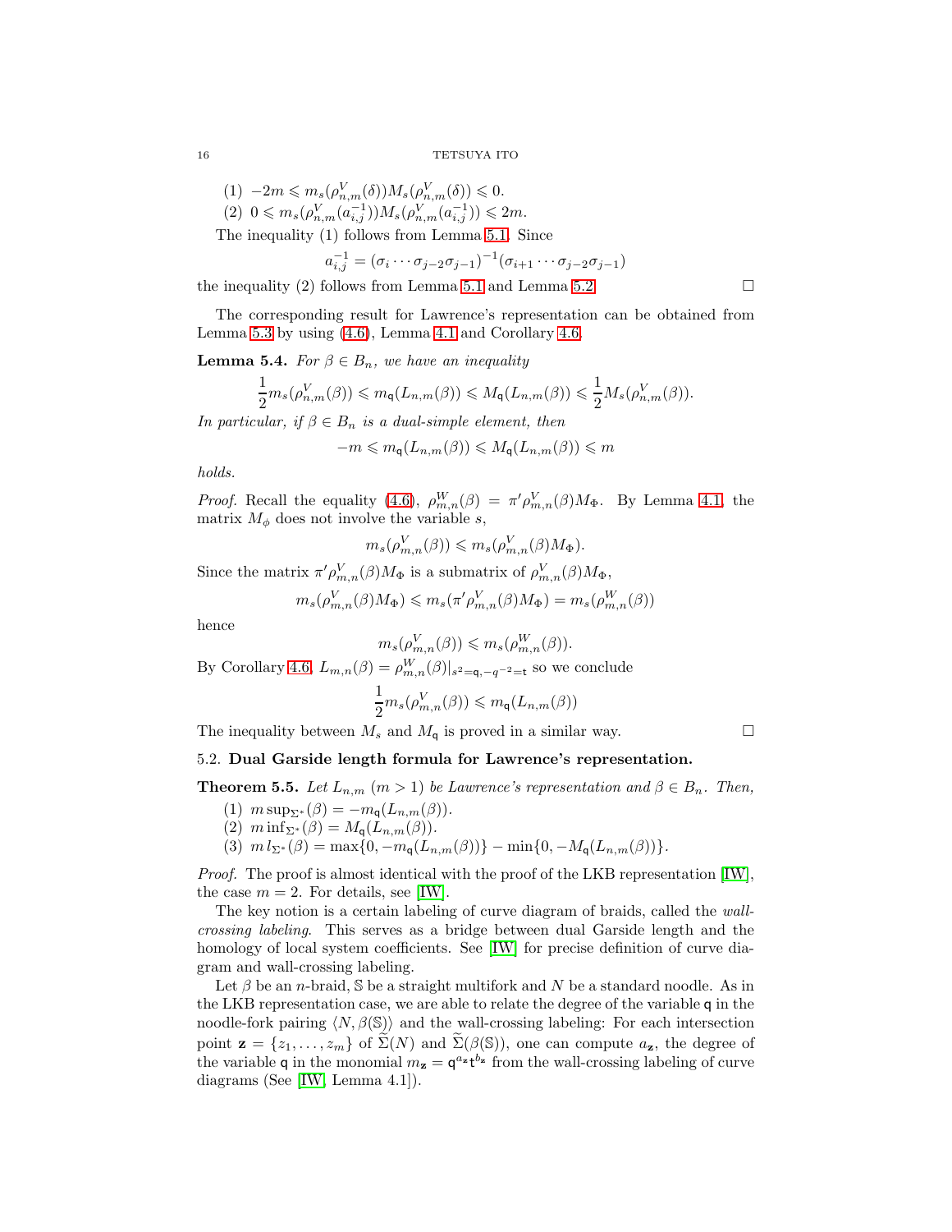(1) $-2m \leqslant m_s(\rho^V_{n,m}(\delta)) M_s(\rho^V_{n,m}(\delta)) \leqslant 0$.

(2) $0 \leqslant m_s(\rho^V_{n,m}(a_{i,j}^{-1})) M_s(\rho^V_{n,m}(a_{i,j}^{-1})) \leqslant 2m$.

The inequality (1) follows from Lemma 5.1. Since

$$a_{i,j}^{-1} = (\sigma_i \cdots \sigma_{j-2}\sigma_{j-1})^{-1}(\sigma_{i+1} \cdots \sigma_{j-2}\sigma_{j-1})$$

the inequality (2) follows from Lemma 5.1 and Lemma 5.2. □

The corresponding result for Lawrence's representation can be obtained from Lemma 5.3 by using (4.6), Lemma 4.1 and Corollary 4.6.

**Lemma 5.4.** *For $\beta \in B_n$, we have an inequality*

$$\frac{1}{2} m_s(\rho^V_{n,m}(\beta)) \leqslant m_{\mathsf{q}}(L_{n,m}(\beta)) \leqslant M_{\mathsf{q}}(L_{n,m}(\beta)) \leqslant \frac{1}{2} M_s(\rho^V_{n,m}(\beta)).$$

*In particular, if $\beta \in B_n$ is a dual-simple element, then*

$$-m \leqslant m_{\mathsf{q}}(L_{n,m}(\beta)) \leqslant M_{\mathsf{q}}(L_{n,m}(\beta)) \leqslant m$$

*holds.*

*Proof.* Recall the equality (4.6), $\rho^W_{m,n}(\beta) = \pi' \rho^V_{m,n}(\beta) M_\Phi$. By Lemma 4.1, the matrix $M_\phi$ does not involve the variable $s$,

$$m_s(\rho^V_{m,n}(\beta)) \leqslant m_s(\rho^V_{m,n}(\beta) M_\Phi).$$

Since the matrix $\pi' \rho^V_{m,n}(\beta) M_\Phi$ is a submatrix of $\rho^V_{m,n}(\beta) M_\Phi$,

$$m_s(\rho^V_{m,n}(\beta) M_\Phi) \leqslant m_s(\pi' \rho^V_{m,n}(\beta) M_\Phi) = m_s(\rho^W_{m,n}(\beta))$$

hence

$$m_s(\rho^V_{m,n}(\beta)) \leqslant m_s(\rho^W_{m,n}(\beta)).$$

By Corollary 4.6, $L_{m,n}(\beta) = \rho^W_{m,n}(\beta)|_{s^2 = \mathsf{q}, -q^{-2} = \mathsf{t}}$ so we conclude

$$\frac{1}{2} m_s(\rho^V_{m,n}(\beta)) \leqslant m_{\mathsf{q}}(L_{n,m}(\beta))$$

The inequality between $M_s$ and $M_{\mathsf{q}}$ is proved in a similar way. □

### 5.2. Dual Garside length formula for Lawrence's representation.

**Theorem 5.5.** *Let $L_{n,m}$ $(m > 1)$ be Lawrence's representation and $\beta \in B_n$. Then,*

(1) $m \sup_{\Sigma^*}(\beta) = -m_{\mathsf{q}}(L_{n,m}(\beta))$.

(2) $m \inf_{\Sigma^*}(\beta) = M_{\mathsf{q}}(L_{n,m}(\beta))$.

(3) $m\, l_{\Sigma^*}(\beta) = \max\{0, -m_{\mathsf{q}}(L_{n,m}(\beta))\} - \min\{0, -M_{\mathsf{q}}(L_{n,m}(\beta))\}$.

*Proof.* The proof is almost identical with the proof of the LKB representation [IW], the case $m = 2$. For details, see [IW].

The key notion is a certain labeling of curve diagram of braids, called the *wall-crossing labeling*. This serves as a bridge between dual Garside length and the homology of local system coefficients. See [IW] for precise definition of curve diagram and wall-crossing labeling.

Let $\beta$ be an $n$-braid, $\mathbb{S}$ be a straight multifork and $N$ be a standard noodle. As in the LKB representation case, we are able to relate the degree of the variable $\mathsf{q}$ in the noodle-fork pairing $\langle N, \beta(\mathbb{S}) \rangle$ and the wall-crossing labeling: For each intersection point $\mathbf{z} = \{z_1, \ldots, z_m\}$ of $\widetilde{\Sigma}(N)$ and $\widetilde{\Sigma}(\beta(\mathbb{S}))$, one can compute $a_{\mathbf{z}}$, the degree of the variable $\mathsf{q}$ in the monomial $m_{\mathbf{z}} = \mathsf{q}^{a_{\mathbf{z}}} \mathsf{t}^{b_{\mathbf{z}}}$ from the wall-crossing labeling of curve diagrams (See [IW, Lemma 4.1]).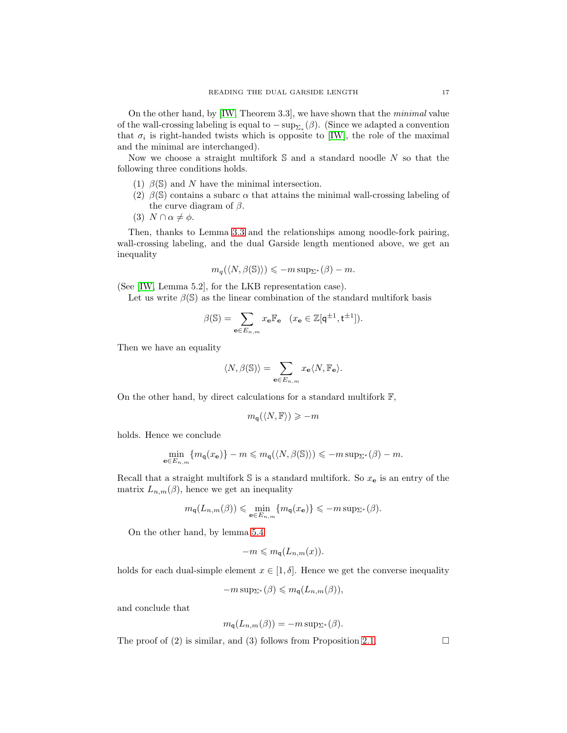On the other hand, by [IW, Theorem 3.3], we have shown that the *minimal* value of the wall-crossing labeling is equal to $-\sup_{\Sigma_*}(\beta)$. (Since we adapted a convention that $\sigma_i$ is right-handed twists which is opposite to [IW], the role of the maximal and the minimal are interchanged).

Now we choose a straight multifork $\mathbb{S}$ and a standard noodle $N$ so that the following three conditions holds.

1. $\beta(\mathbb{S})$ and $N$ have the minimal intersection.
2. $\beta(\mathbb{S})$ contains a subarc $\alpha$ that attains the minimal wall-crossing labeling of the curve diagram of $\beta$.
3. $N \cap \alpha \neq \phi$.

Then, thanks to Lemma 3.3 and the relationships among noodle-fork pairing, wall-crossing labeling, and the dual Garside length mentioned above, we get an inequality

$$m_q(\langle N, \beta(\mathbb{S})\rangle) \leqslant -m \sup_{\Sigma^*}(\beta) - m.$$

(See [IW, Lemma 5.2], for the LKB representation case).

Let us write $\beta(\mathbb{S})$ as the linear combination of the standard multifork basis

$$\beta(\mathbb{S}) = \sum_{\mathbf{e}\in E_{n,m}} x_{\mathbf{e}} \mathbb{F}_{\mathbf{e}} \quad (x_{\mathbf{e}} \in \mathbb{Z}[\mathsf{q}^{\pm 1}, \mathsf{t}^{\pm 1}]).$$

Then we have an equality

$$\langle N, \beta(\mathbb{S})\rangle = \sum_{\mathbf{e}\in E_{n,m}} x_{\mathbf{e}} \langle N, \mathbb{F}_{\mathbf{e}}\rangle.$$

On the other hand, by direct calculations for a standard multifork $\mathbb{F}$,

$$m_{\mathsf{q}}(\langle N, \mathbb{F}\rangle) \geqslant -m$$

holds. Hence we conclude

$$\min_{\mathbf{e}\in E_{n,m}} \{m_{\mathsf{q}}(x_{\mathbf{e}})\} - m \leqslant m_{\mathsf{q}}(\langle N, \beta(\mathbb{S})\rangle) \leqslant -m \sup_{\Sigma^*}(\beta) - m.$$

Recall that a straight multifork $\mathbb{S}$ is a standard multifork. So $x_{\mathbf{e}}$ is an entry of the matrix $L_{n,m}(\beta)$, hence we get an inequality

$$m_{\mathsf{q}}(L_{n,m}(\beta)) \leqslant \min_{\mathbf{e}\in E_{n,m}} \{m_{\mathsf{q}}(x_{\mathbf{e}})\} \leqslant -m \sup_{\Sigma^*}(\beta).$$

On the other hand, by lemma 5.4

$$-m \leqslant m_{\mathsf{q}}(L_{n,m}(x)).$$

holds for each dual-simple element $x \in [1, \delta]$. Hence we get the converse inequality

$$-m \sup_{\Sigma^*}(\beta) \leqslant m_{\mathsf{q}}(L_{n,m}(\beta)),$$

and conclude that

$$m_{\mathsf{q}}(L_{n,m}(\beta)) = -m \sup_{\Sigma^*}(\beta).$$

The proof of (2) is similar, and (3) follows from Proposition 2.1. $\square$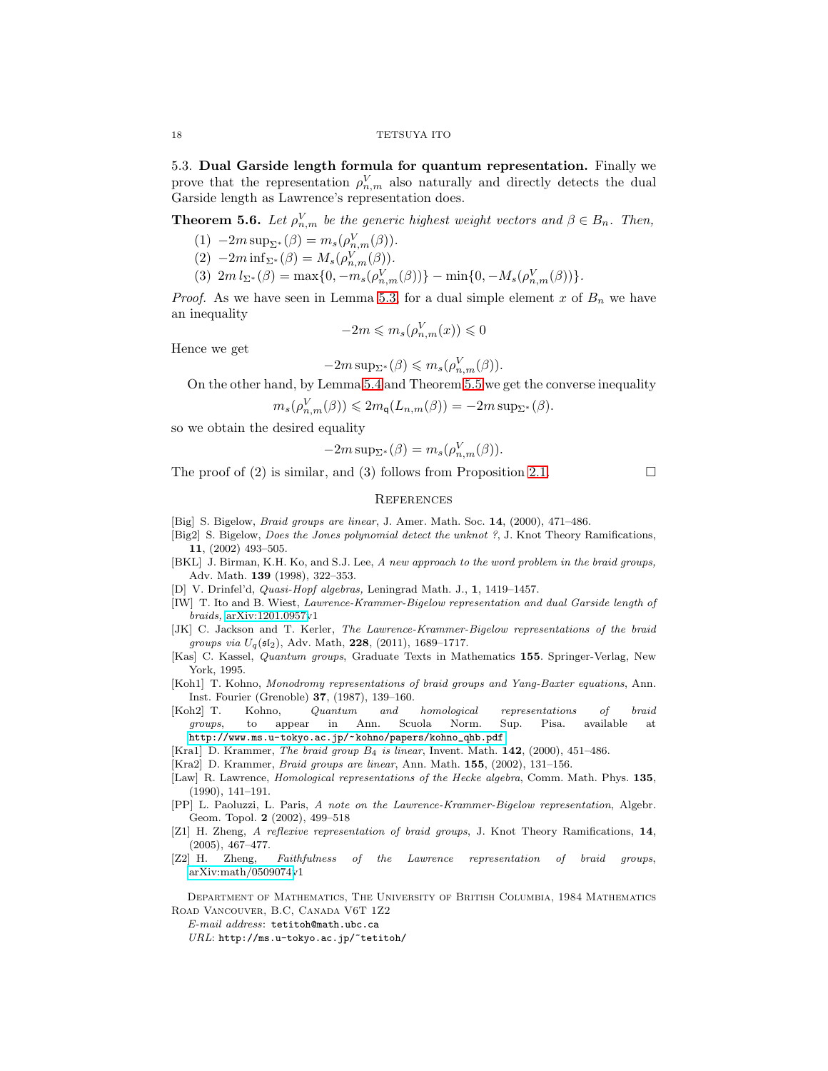5.3. **Dual Garside length formula for quantum representation.** Finally we prove that the representation $\rho^V_{n,m}$ also naturally and directly detects the dual Garside length as Lawrence's representation does.

**Theorem 5.6.** *Let $\rho^V_{n,m}$ be the generic highest weight vectors and $\beta \in B_n$. Then,*

(1) $-2m \sup_{\Sigma^*}(\beta) = m_s(\rho^V_{n,m}(\beta))$.

(2) $-2m \inf_{\Sigma^*}(\beta) = M_s(\rho^V_{n,m}(\beta))$.

(3) $2m\, l_{\Sigma^*}(\beta) = \max\{0, -m_s(\rho^V_{n,m}(\beta))\} - \min\{0, -M_s(\rho^V_{n,m}(\beta))\}$.

*Proof.* As we have seen in Lemma 5.3, for a dual simple element $x$ of $B_n$ we have an inequality

$$-2m \leqslant m_s(\rho^V_{n,m}(x)) \leqslant 0$$

Hence we get

$$-2m \sup_{\Sigma^*}(\beta) \leqslant m_s(\rho^V_{n,m}(\beta)).$$

On the other hand, by Lemma 5.4 and Theorem 5.5 we get the converse inequality

$$m_s(\rho^V_{n,m}(\beta)) \leqslant 2m_{\mathsf{q}}(L_{n,m}(\beta)) = -2m \sup_{\Sigma^*}(\beta).$$

so we obtain the desired equality

$$-2m \sup_{\Sigma^*}(\beta) = m_s(\rho^V_{n,m}(\beta)).$$

The proof of (2) is similar, and (3) follows from Proposition 2.1. $\square$

## References

[Big] S. Bigelow, *Braid groups are linear*, J. Amer. Math. Soc. **14**, (2000), 471–486.

[Big2] S. Bigelow, *Does the Jones polynomial detect the unknot ?*, J. Knot Theory Ramifications, **11**, (2002) 493–505.

[BKL] J. Birman, K.H. Ko, and S.J. Lee, *A new approach to the word problem in the braid groups,* Adv. Math. **139** (1998), 322–353.

[D] V. Drinfel'd, *Quasi-Hopf algebras,* Leningrad Math. J., **1**, 1419–1457.

[IW] T. Ito and B. Wiest, *Lawrence-Krammer-Bigelow representation and dual Garside length of braids,* arXiv:1201.0957v1

[JK] C. Jackson and T. Kerler, *The Lawrence-Krammer-Bigelow representations of the braid groups via $U_q(\mathfrak{sl}_2)$*, Adv. Math, **228**, (2011), 1689–1717.

[Kas] C. Kassel, *Quantum groups*, Graduate Texts in Mathematics **155**. Springer-Verlag, New York, 1995.

[Koh1] T. Kohno, *Monodromy representations of braid groups and Yang-Baxter equations*, Ann. Inst. Fourier (Grenoble) **37**, (1987), 139–160.

[Koh2] T. Kohno, *Quantum and homological representations of braid groups*, to appear in Ann. Scuola Norm. Sup. Pisa. available at `http://www.ms.u-tokyo.ac.jp/~kohno/papers/kohno_qhb.pdf`

[Kra1] D. Krammer, *The braid group $B_4$ is linear*, Invent. Math. **142**, (2000), 451–486.

[Kra2] D. Krammer, *Braid groups are linear*, Ann. Math. **155**, (2002), 131–156.

[Law] R. Lawrence, *Homological representations of the Hecke algebra*, Comm. Math. Phys. **135**, (1990), 141–191.

[PP] L. Paoluzzi, L. Paris, *A note on the Lawrence-Krammer-Bigelow representation*, Algebr. Geom. Topol. **2** (2002), 499–518

[Z1] H. Zheng, *A reflexive representation of braid groups*, J. Knot Theory Ramifications, **14**, (2005), 467–477.

[Z2] H. Zheng, *Faithfulness of the Lawrence representation of braid groups*, arXiv:math/0509074v1

Department of Mathematics, The University of British Columbia, 1984 Mathematics Road Vancouver, B.C, Canada V6T 1Z2

*E-mail address*: `tetitoh@math.ubc.ca`

*URL*: `http://ms.u-tokyo.ac.jp/~tetitoh/`